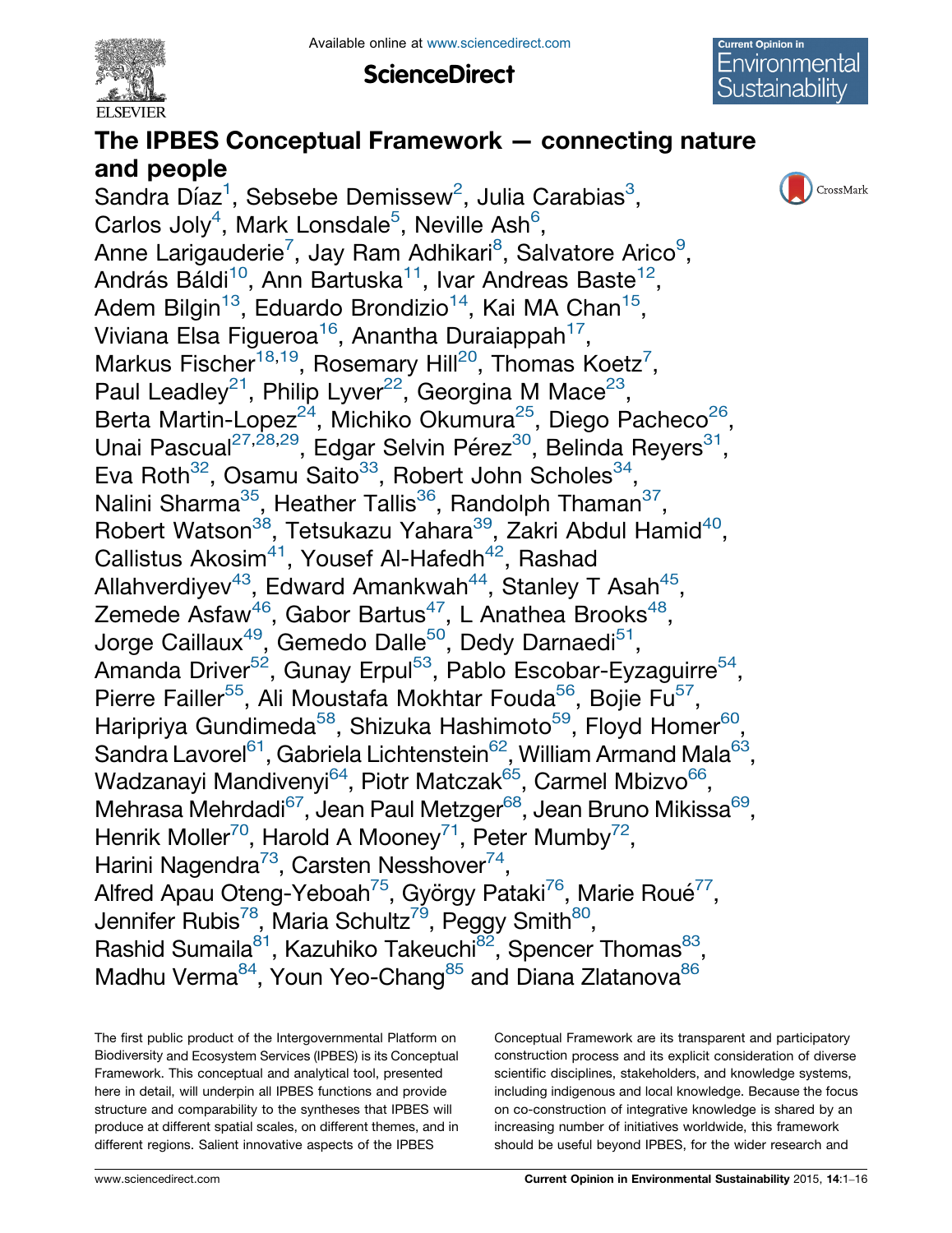# The IPBES Conceptual Framework — connecting nature and people

Sandra Díaz[1], Sebsebe Demissew[2], Julia Carabias[3], Carlos Joly[4], Mark Lonsdale[5], Neville Ash[6], Anne Larigauderie[7], Jay Ram Adhikari[8], Salvatore Arico[9], András Báldi[10], Ann Bartuska[11], Ivar Andreas Baste[12], Adem Bilgin[13], Eduardo Brondizio[14], Kai MA Chan[15], Viviana Elsa Figueroa[16], Anantha Duraiappah[17], Markus Fischer[18,19], Rosemary Hill[20], Thomas Koetz[7], Paul Leadley[21], Philip Lyver[22], Georgina M Mace[23], Berta Martin-Lopez[24], Michiko Okumura[25], Diego Pacheco[26], Unai Pascual[27,28,29], Edgar Selvin Pérez[30], Belinda Reyers[31], Eva Roth[32], Osamu Saito[33], Robert John Scholes[34], Nalini Sharma[35], Heather Tallis[36], Randolph Thaman[37], Robert Watson[38], Tetsukazu Yahara[39], Zakri Abdul Hamid[40], Callistus Akosim[41], Yousef Al-Hafedh[42], Rashad Allahverdiyev[43], Edward Amankwah[44], Stanley T Asah[45], Zemede Asfaw[46], Gabor Bartus[47], L Anathea Brooks[48], Jorge Caillaux[49], Gemedo Dalle[50], Dedy Darnaedi[51], Amanda Driver[52], Gunay Erpul[53], Pablo Escobar-Eyzaguirre[54], Pierre Failler[55], Ali Moustafa Mokhtar Fouda[56], Bojie Fu[57], Haripriya Gundimeda[58], Shizuka Hashimoto[59], Floyd Homer[60], Sandra Lavorel[61], Gabriela Lichtenstein[62], William Armand Mala[63], Wadzanayi Mandivenyi[64], Piotr Matczak[65], Carmel Mbizvo[66], Mehrasa Mehrdadi[67], Jean Paul Metzger[68], Jean Bruno Mikissa[69], Henrik Moller[70], Harold A Mooney[71], Peter Mumby[72], Harini Nagendra[73], Carsten Nesshover[74], Alfred Apau Oteng-Yeboah[75], György Pataki[76], Marie Roué[77], Jennifer Rubis[78], Maria Schultz[79], Peggy Smith[80], Rashid Sumaila[81], Kazuhiko Takeuchi[82], Spencer Thomas[83], Madhu Verma[84], Youn Yeo-Chang[85] and Diana Zlatanova[86]

The first public product of the Intergovernmental Platform on Biodiversity and Ecosystem Services (IPBES) is its Conceptual Framework. This conceptual and analytical tool, presented here in detail, will underpin all IPBES functions and provide structure and comparability to the syntheses that IPBES will produce at different spatial scales, on different themes, and in different regions. Salient innovative aspects of the IPBES Conceptual Framework are its transparent and participatory construction process and its explicit consideration of diverse scientific disciplines, stakeholders, and knowledge systems, including indigenous and local knowledge. Because the focus on co-construction of integrative knowledge is shared by an increasing number of initiatives worldwide, this framework should be useful beyond IPBES, for the wider research and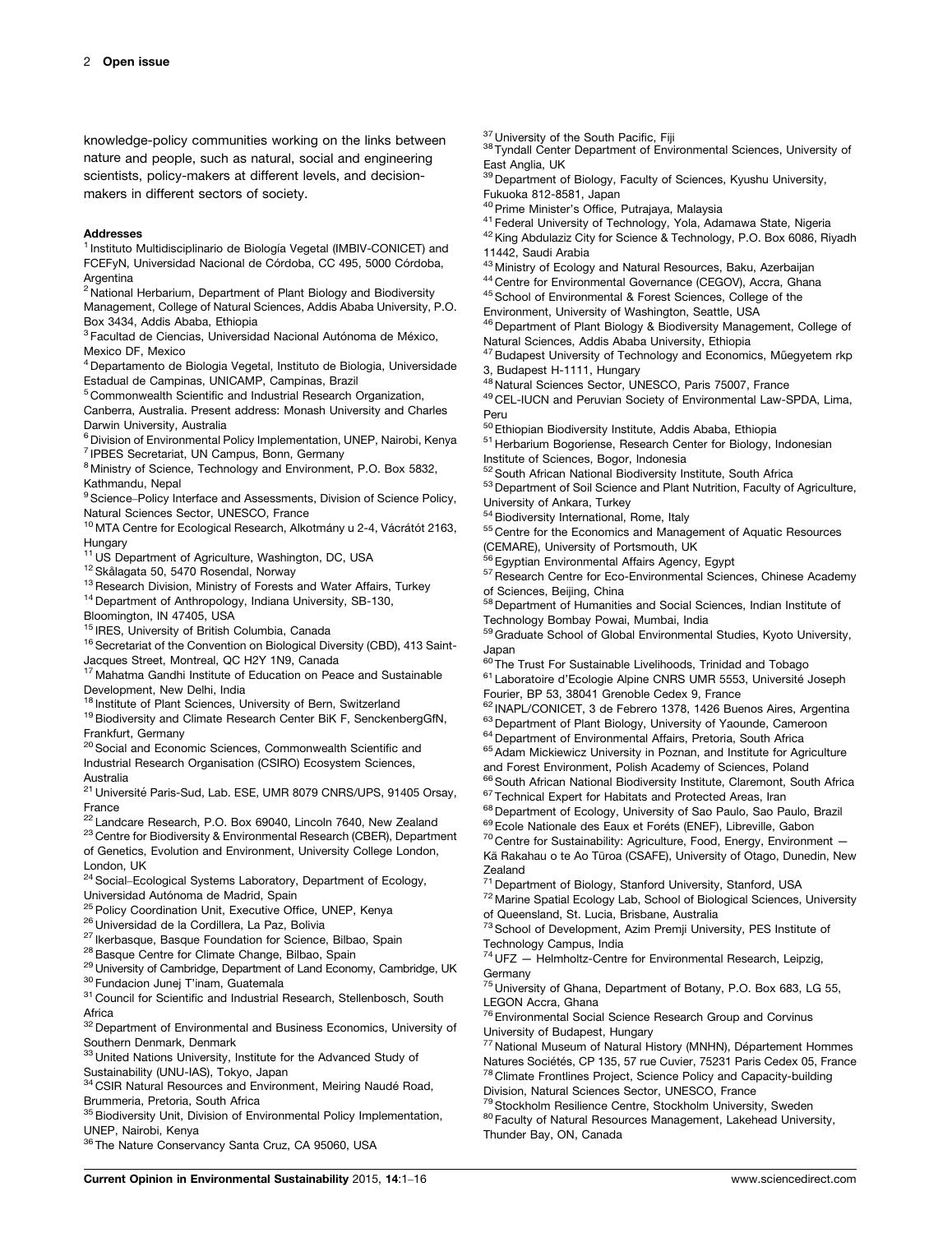knowledge-policy communities working on the links between nature and people, such as natural, social and engineering scientists, policy-makers at different levels, and decision-makers in different sectors of society.

#### Addresses

[1] Instituto Multidisciplinario de Biología Vegetal (IMBIV-CONICET) and FCEFyN, Universidad Nacional de Córdoba, CC 495, 5000 Córdoba, Argentina
[2] National Herbarium, Department of Plant Biology and Biodiversity Management, College of Natural Sciences, Addis Ababa University, P.O. Box 3434, Addis Ababa, Ethiopia
[3] Facultad de Ciencias, Universidad Nacional Autónoma de México, Mexico DF, Mexico
[4] Departamento de Biologia Vegetal, Instituto de Biologia, Universidade Estadual de Campinas, UNICAMP, Campinas, Brazil
[5] Commonwealth Scientific and Industrial Research Organization, Canberra, Australia. Present address: Monash University and Charles Darwin University, Australia
[6] Division of Environmental Policy Implementation, UNEP, Nairobi, Kenya
[7] IPBES Secretariat, UN Campus, Bonn, Germany
[8] Ministry of Science, Technology and Environment, P.O. Box 5832, Kathmandu, Nepal
[9] Science–Policy Interface and Assessments, Division of Science Policy, Natural Sciences Sector, UNESCO, France
[10] MTA Centre for Ecological Research, Alkotmány u 2-4, Vácrátót 2163, Hungary
[11] US Department of Agriculture, Washington, DC, USA
[12] Skålagata 50, 5470 Rosendal, Norway
[13] Research Division, Ministry of Forests and Water Affairs, Turkey
[14] Department of Anthropology, Indiana University, SB-130, Bloomington, IN 47405, USA
[15] IRES, University of British Columbia, Canada
[16] Secretariat of the Convention on Biological Diversity (CBD), 413 Saint-Jacques Street, Montreal, QC H2Y 1N9, Canada
[17] Mahatma Gandhi Institute of Education on Peace and Sustainable Development, New Delhi, India
[18] Institute of Plant Sciences, University of Bern, Switzerland
[19] Biodiversity and Climate Research Center BiK F, SenckenbergGfN, Frankfurt, Germany
[20] Social and Economic Sciences, Commonwealth Scientific and Industrial Research Organisation (CSIRO) Ecosystem Sciences, Australia
[21] Université Paris-Sud, Lab. ESE, UMR 8079 CNRS/UPS, 91405 Orsay, France
[22] Landcare Research, P.O. Box 69040, Lincoln 7640, New Zealand
[23] Centre for Biodiversity & Environmental Research (CBER), Department of Genetics, Evolution and Environment, University College London, London, UK
[24] Social–Ecological Systems Laboratory, Department of Ecology, Universidad Autónoma de Madrid, Spain
[25] Policy Coordination Unit, Executive Office, UNEP, Kenya
[26] Universidad de la Cordillera, La Paz, Bolivia
[27] Ikerbasque, Basque Foundation for Science, Bilbao, Spain
[28] Basque Centre for Climate Change, Bilbao, Spain
[29] University of Cambridge, Department of Land Economy, Cambridge, UK
[30] Fundacion Junej T'inam, Guatemala
[31] Council for Scientific and Industrial Research, Stellenbosch, South Africa
[32] Department of Environmental and Business Economics, University of Southern Denmark, Denmark
[33] United Nations University, Institute for the Advanced Study of Sustainability (UNU-IAS), Tokyo, Japan
[34] CSIR Natural Resources and Environment, Meiring Naudé Road, Brummeria, Pretoria, South Africa
[35] Biodiversity Unit, Division of Environmental Policy Implementation, UNEP, Nairobi, Kenya
[36] The Nature Conservancy Santa Cruz, CA 95060, USA
[37] University of the South Pacific, Fiji
[38] Tyndall Center Department of Environmental Sciences, University of East Anglia, UK
[39] Department of Biology, Faculty of Sciences, Kyushu University, Fukuoka 812-8581, Japan
[40] Prime Minister's Office, Putrajaya, Malaysia
[41] Federal University of Technology, Yola, Adamawa State, Nigeria
[42] King Abdulaziz City for Science & Technology, P.O. Box 6086, Riyadh 11442, Saudi Arabia
[43] Ministry of Ecology and Natural Resources, Baku, Azerbaijan
[44] Centre for Environmental Governance (CEGOV), Accra, Ghana
[45] School of Environmental & Forest Sciences, College of the Environment, University of Washington, Seattle, USA
[46] Department of Plant Biology & Biodiversity Management, College of Natural Sciences, Addis Ababa University, Ethiopia
[47] Budapest University of Technology and Economics, Műegyetem rkp 3, Budapest H-1111, Hungary
[48] Natural Sciences Sector, UNESCO, Paris 75007, France
[49] CEL-IUCN and Peruvian Society of Environmental Law-SPDA, Lima, Peru
[50] Ethiopian Biodiversity Institute, Addis Ababa, Ethiopia
[51] Herbarium Bogoriense, Research Center for Biology, Indonesian Institute of Sciences, Bogor, Indonesia
[52] South African National Biodiversity Institute, South Africa
[53] Department of Soil Science and Plant Nutrition, Faculty of Agriculture, University of Ankara, Turkey
[54] Biodiversity International, Rome, Italy
[55] Centre for the Economics and Management of Aquatic Resources (CEMARE), University of Portsmouth, UK
[56] Egyptian Environmental Affairs Agency, Egypt
[57] Research Centre for Eco-Environmental Sciences, Chinese Academy of Sciences, Beijing, China
[58] Department of Humanities and Social Sciences, Indian Institute of Technology Bombay Powai, Mumbai, India
[59] Graduate School of Global Environmental Studies, Kyoto University, Japan
[60] The Trust For Sustainable Livelihoods, Trinidad and Tobago
[61] Laboratoire d'Ecologie Alpine CNRS UMR 5553, Université Joseph Fourier, BP 53, 38041 Grenoble Cedex 9, France
[62] INAPL/CONICET, 3 de Febrero 1378, 1426 Buenos Aires, Argentina
[63] Department of Plant Biology, University of Yaounde, Cameroon
[64] Department of Environmental Affairs, Pretoria, South Africa
[65] Adam Mickiewicz University in Poznan, and Institute for Agriculture and Forest Environment, Polish Academy of Sciences, Poland
[66] South African National Biodiversity Institute, Claremont, South Africa
[67] Technical Expert for Habitats and Protected Areas, Iran
[68] Department of Ecology, University of Sao Paulo, Sao Paulo, Brazil
[69] Ecole Nationale des Eaux et Forêts (ENEF), Libreville, Gabon
[70] Centre for Sustainability: Agriculture, Food, Energy, Environment — Kā Rakahau o te Ao Tūroa (CSAFE), University of Otago, Dunedin, New Zealand
[71] Department of Biology, Stanford University, Stanford, USA
[72] Marine Spatial Ecology Lab, School of Biological Sciences, University of Queensland, St. Lucia, Brisbane, Australia
[73] School of Development, Azim Premji University, PES Institute of Technology Campus, India
[74] UFZ — Helmholtz-Centre for Environmental Research, Leipzig, Germany
[75] University of Ghana, Department of Botany, P.O. Box 683, LG 55, LEGON Accra, Ghana
[76] Environmental Social Science Research Group and Corvinus University of Budapest, Hungary
[77] National Museum of Natural History (MNHN), Département Hommes Natures Sociétés, CP 135, 57 rue Cuvier, 75231 Paris Cedex 05, France
[78] Climate Frontlines Project, Science Policy and Capacity-building Division, Natural Sciences Sector, UNESCO, France
[79] Stockholm Resilience Centre, Stockholm University, Sweden
[80] Faculty of Natural Resources Management, Lakehead University, Thunder Bay, ON, Canada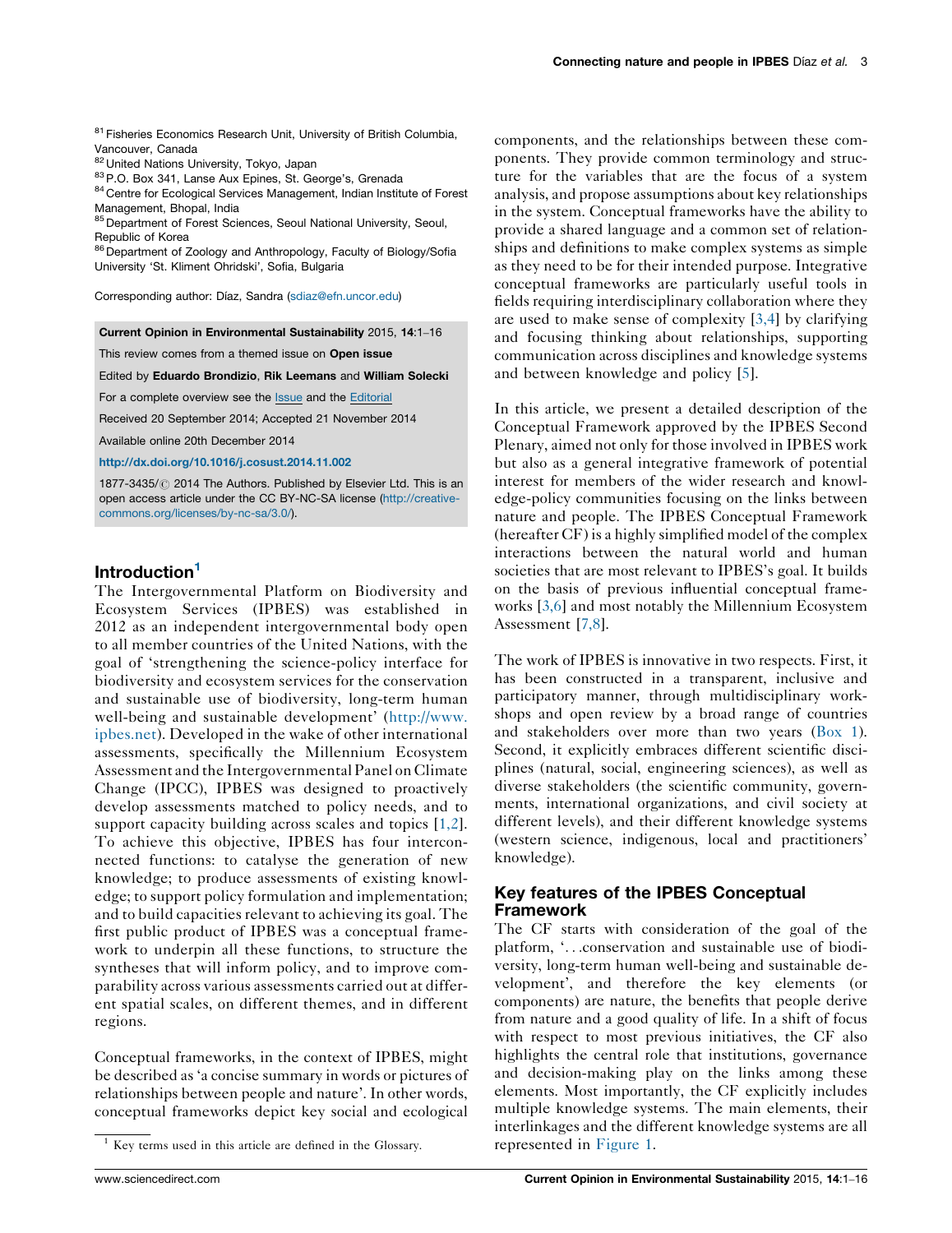[81] Fisheries Economics Research Unit, University of British Columbia, Vancouver, Canada
[82] United Nations University, Tokyo, Japan
[83] P.O. Box 341, Lanse Aux Epines, St. George's, Grenada
[84] Centre for Ecological Services Management, Indian Institute of Forest Management, Bhopal, India
[85] Department of Forest Sciences, Seoul National University, Seoul, Republic of Korea
[86] Department of Zoology and Anthropology, Faculty of Biology/Sofia University 'St. Kliment Ohridski', Sofia, Bulgaria

Corresponding author: Díaz, Sandra (sdiaz@efn.uncor.edu)

**Current Opinion in Environmental Sustainability** 2015, **14**:1–16

This review comes from a themed issue on **Open issue**

Edited by **Eduardo Brondizio**, **Rik Leemans** and **William Solecki**

For a complete overview see the Issue and the Editorial

Received 20 September 2014; Accepted 21 November 2014

Available online 20th December 2014

**http://dx.doi.org/10.1016/j.cosust.2014.11.002**

1877-3435/© 2014 The Authors. Published by Elsevier Ltd. This is an open access article under the CC BY-NC-SA license (http://creativecommons.org/licenses/by-nc-sa/3.0/).

## Introduction[1]

The Intergovernmental Platform on Biodiversity and Ecosystem Services (IPBES) was established in 2012 as an independent intergovernmental body open to all member countries of the United Nations, with the goal of 'strengthening the science-policy interface for biodiversity and ecosystem services for the conservation and sustainable use of biodiversity, long-term human well-being and sustainable development' (http://www.ipbes.net). Developed in the wake of other international assessments, specifically the Millennium Ecosystem Assessment and the Intergovernmental Panel on Climate Change (IPCC), IPBES was designed to proactively develop assessments matched to policy needs, and to support capacity building across scales and topics [1,2]. To achieve this objective, IPBES has four interconnected functions: to catalyse the generation of new knowledge; to produce assessments of existing knowledge; to support policy formulation and implementation; and to build capacities relevant to achieving its goal. The first public product of IPBES was a conceptual framework to underpin all these functions, to structure the syntheses that will inform policy, and to improve comparability across various assessments carried out at different spatial scales, on different themes, and in different regions.

Conceptual frameworks, in the context of IPBES, might be described as 'a concise summary in words or pictures of relationships between people and nature'. In other words, conceptual frameworks depict key social and ecological components, and the relationships between these components. They provide common terminology and structure for the variables that are the focus of a system analysis, and propose assumptions about key relationships in the system. Conceptual frameworks have the ability to provide a shared language and a common set of relationships and definitions to make complex systems as simple as they need to be for their intended purpose. Integrative conceptual frameworks are particularly useful tools in fields requiring interdisciplinary collaboration where they are used to make sense of complexity [3,4] by clarifying and focusing thinking about relationships, supporting communication across disciplines and knowledge systems and between knowledge and policy [5].

In this article, we present a detailed description of the Conceptual Framework approved by the IPBES Second Plenary, aimed not only for those involved in IPBES work but also as a general integrative framework of potential interest for members of the wider research and knowledge-policy communities focusing on the links between nature and people. The IPBES Conceptual Framework (hereafter CF) is a highly simplified model of the complex interactions between the natural world and human societies that are most relevant to IPBES's goal. It builds on the basis of previous influential conceptual frameworks [3,6] and most notably the Millennium Ecosystem Assessment [7,8].

The work of IPBES is innovative in two respects. First, it has been constructed in a transparent, inclusive and participatory manner, through multidisciplinary workshops and open review by a broad range of countries and stakeholders over more than two years (Box 1). Second, it explicitly embraces different scientific disciplines (natural, social, engineering sciences), as well as diverse stakeholders (the scientific community, governments, international organizations, and civil society at different levels), and their different knowledge systems (western science, indigenous, local and practitioners' knowledge).

## Key features of the IPBES Conceptual Framework

The CF starts with consideration of the goal of the platform, '...conservation and sustainable use of biodiversity, long-term human well-being and sustainable development', and therefore the key elements (or components) are nature, the benefits that people derive from nature and a good quality of life. In a shift of focus with respect to most previous initiatives, the CF also highlights the central role that institutions, governance and decision-making play on the links among these elements. Most importantly, the CF explicitly includes multiple knowledge systems. The main elements, their interlinkages and the different knowledge systems are all represented in Figure 1.

[1] Key terms used in this article are defined in the Glossary.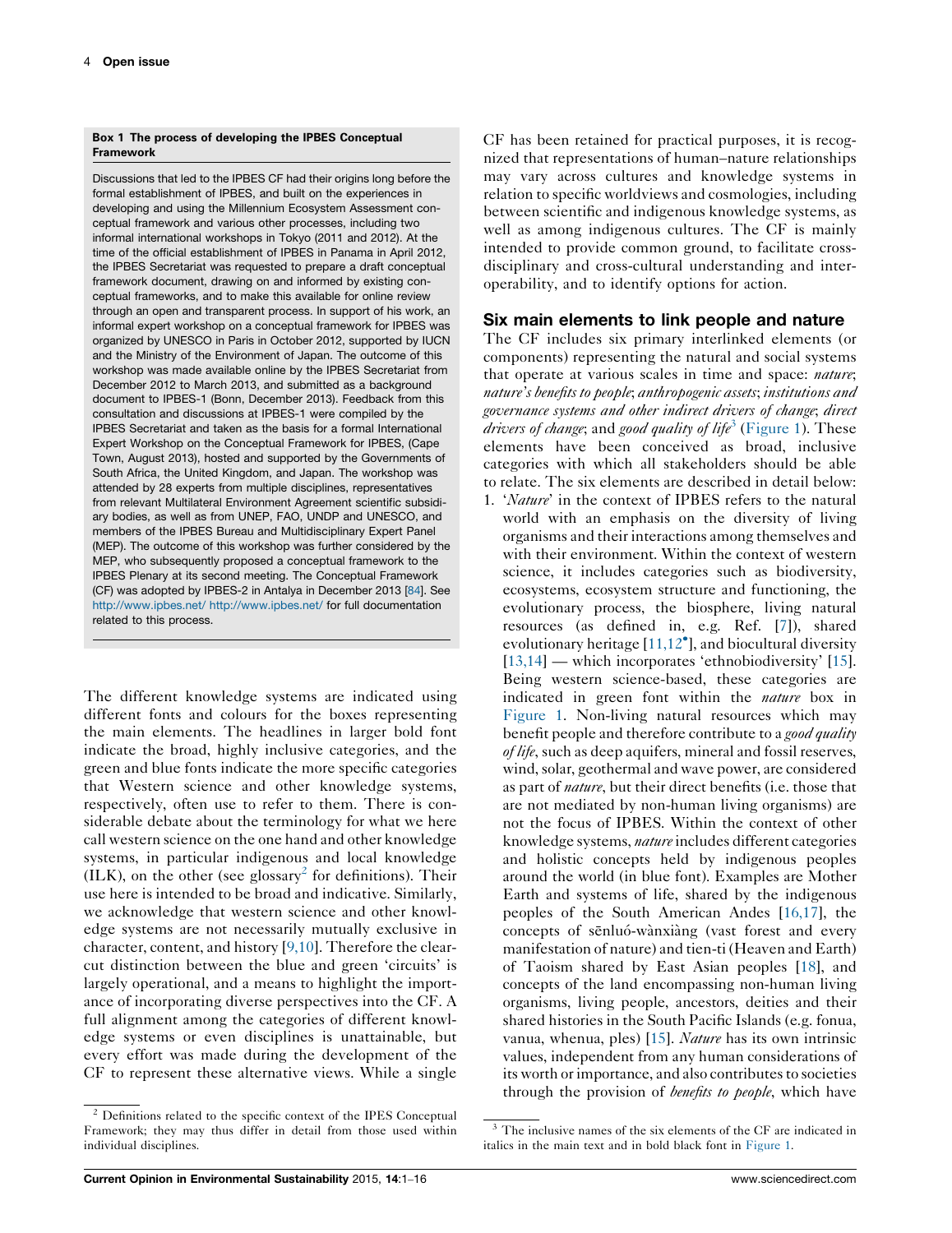**Box 1 The process of developing the IPBES Conceptual Framework**

Discussions that led to the IPBES CF had their origins long before the formal establishment of IPBES, and built on the experiences in developing and using the Millennium Ecosystem Assessment conceptual framework and various other processes, including two informal international workshops in Tokyo (2011 and 2012). At the time of the official establishment of IPBES in Panama in April 2012, the IPBES Secretariat was requested to prepare a draft conceptual framework document, drawing on and informed by existing conceptual frameworks, and to make this available for online review through an open and transparent process. In support of his work, an informal expert workshop on a conceptual framework for IPBES was organized by UNESCO in Paris in October 2012, supported by IUCN and the Ministry of the Environment of Japan. The outcome of this workshop was made available online by the IPBES Secretariat from December 2012 to March 2013, and submitted as a background document to IPBES-1 (Bonn, December 2013). Feedback from this consultation and discussions at IPBES-1 were compiled by the IPBES Secretariat and taken as the basis for a formal International Expert Workshop on the Conceptual Framework for IPBES, (Cape Town, August 2013), hosted and supported by the Governments of South Africa, the United Kingdom, and Japan. The workshop was attended by 28 experts from multiple disciplines, representatives from relevant Multilateral Environment Agreement scientific subsidiary bodies, as well as from UNEP, FAO, UNDP and UNESCO, and members of the IPBES Bureau and Multidisciplinary Expert Panel (MEP). The outcome of this workshop was further considered by the MEP, who subsequently proposed a conceptual framework to the IPBES Plenary at its second meeting. The Conceptual Framework (CF) was adopted by IPBES-2 in Antalya in December 2013 [84]. See http://www.ipbes.net/ http://www.ipbes.net/ for full documentation related to this process.

The different knowledge systems are indicated using different fonts and colours for the boxes representing the main elements. The headlines in larger bold font indicate the broad, highly inclusive categories, and the green and blue fonts indicate the more specific categories that Western science and other knowledge systems, respectively, often use to refer to them. There is considerable debate about the terminology for what we here call western science on the one hand and other knowledge systems, in particular indigenous and local knowledge (ILK), on the other (see glossary[2] for definitions). Their use here is intended to be broad and indicative. Similarly, we acknowledge that western science and other knowledge systems are not necessarily mutually exclusive in character, content, and history [9,10]. Therefore the clear-cut distinction between the blue and green 'circuits' is largely operational, and a means to highlight the importance of incorporating diverse perspectives into the CF. A full alignment among the categories of different knowledge systems or even disciplines is unattainable, but every effort was made during the development of the CF to represent these alternative views. While a single CF has been retained for practical purposes, it is recognized that representations of human–nature relationships may vary across cultures and knowledge systems in relation to specific worldviews and cosmologies, including between scientific and indigenous knowledge systems, as well as among indigenous cultures. The CF is mainly intended to provide common ground, to facilitate cross-disciplinary and cross-cultural understanding and interoperability, and to identify options for action.

## Six main elements to link people and nature

The CF includes six primary interlinked elements (or components) representing the natural and social systems that operate at various scales in time and space: *nature*; *nature's benefits to people*; *anthropogenic assets*; *institutions and governance systems and other indirect drivers of change*; *direct drivers of change*; and *good quality of life*[3] (Figure 1). These elements have been conceived as broad, inclusive categories with which all stakeholders should be able to relate. The six elements are described in detail below:

1. '*Nature*' in the context of IPBES refers to the natural world with an emphasis on the diversity of living organisms and their interactions among themselves and with their environment. Within the context of western science, it includes categories such as biodiversity, ecosystems, ecosystem structure and functioning, the evolutionary process, the biosphere, living natural resources (as defined in, e.g. Ref. [7]), shared evolutionary heritage [11,12•], and biocultural diversity [13,14] — which incorporates 'ethnobiodiversity' [15]. Being western science-based, these categories are indicated in green font within the *nature* box in Figure 1. Non-living natural resources which may benefit people and therefore contribute to a *good quality of life*, such as deep aquifers, mineral and fossil reserves, wind, solar, geothermal and wave power, are considered as part of *nature*, but their direct benefits (i.e. those that are not mediated by non-human living organisms) are not the focus of IPBES. Within the context of other knowledge systems, *nature* includes different categories and holistic concepts held by indigenous peoples around the world (in blue font). Examples are Mother Earth and systems of life, shared by the indigenous peoples of the South American Andes [16,17], the concepts of sēnluó-wànxiàng (vast forest and every manifestation of nature) and tien-ti (Heaven and Earth) of Taoism shared by East Asian peoples [18], and concepts of the land encompassing non-human living organisms, living people, ancestors, deities and their shared histories in the South Pacific Islands (e.g. fonua, vanua, whenua, ples) [15]. *Nature* has its own intrinsic values, independent from any human considerations of its worth or importance, and also contributes to societies through the provision of *benefits to people*, which have

[2] Definitions related to the specific context of the IPES Conceptual Framework; they may thus differ in detail from those used within individual disciplines.

[3] The inclusive names of the six elements of the CF are indicated in italics in the main text and in bold black font in Figure 1.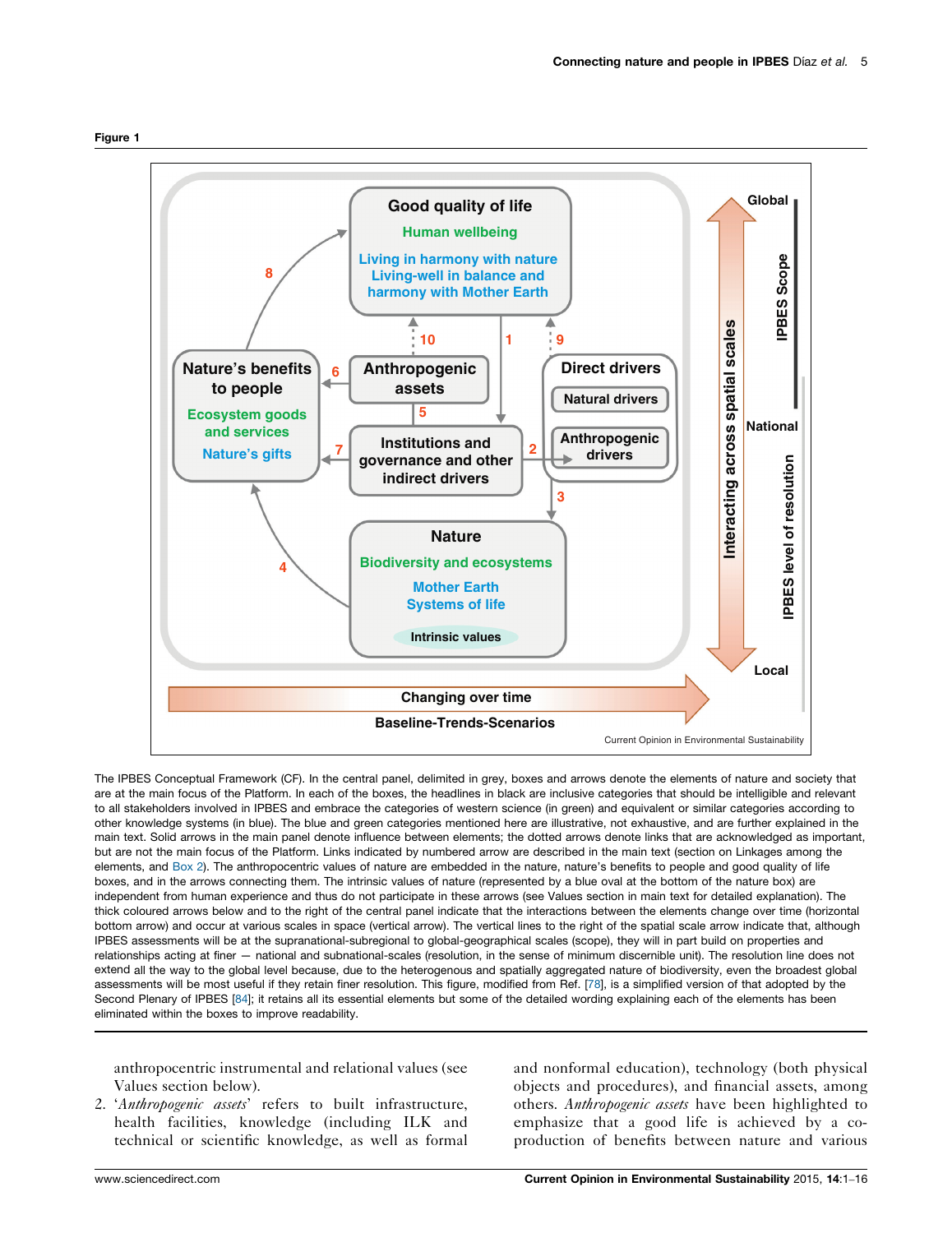Figure 1

The IPBES Conceptual Framework (CF). In the central panel, delimited in grey, boxes and arrows denote the elements of nature and society that are at the main focus of the Platform. In each of the boxes, the headlines in black are inclusive categories that should be intelligible and relevant to all stakeholders involved in IPBES and embrace the categories of western science (in green) and equivalent or similar categories according to other knowledge systems (in blue). The blue and green categories mentioned here are illustrative, not exhaustive, and are further explained in the main text. Solid arrows in the main panel denote influence between elements; the dotted arrows denote links that are acknowledged as important, but are not the main focus of the Platform. Links indicated by numbered arrow are described in the main text (section on Linkages among the elements, and Box 2). The anthropocentric values of nature are embedded in the nature, nature's benefits to people and good quality of life boxes, and in the arrows connecting them. The intrinsic values of nature (represented by a blue oval at the bottom of the nature box) are independent from human experience and thus do not participate in these arrows (see Values section in main text for detailed explanation). The thick coloured arrows below and to the right of the central panel indicate that the interactions between the elements change over time (horizontal bottom arrow) and occur at various scales in space (vertical arrow). The vertical lines to the right of the spatial scale arrow indicate that, although IPBES assessments will be at the supranational-subregional to global-geographical scales (scope), they will in part build on properties and relationships acting at finer — national and subnational-scales (resolution, in the sense of minimum discernible unit). The resolution line does not extend all the way to the global level because, due to the heterogenous and spatially aggregated nature of biodiversity, even the broadest global assessments will be most useful if they retain finer resolution. This figure, modified from Ref. [78], is a simplified version of that adopted by the Second Plenary of IPBES [84]; it retains all its essential elements but some of the detailed wording explaining each of the elements has been eliminated within the boxes to improve readability.

anthropocentric instrumental and relational values (see Values section below).

2. '*Anthropogenic assets*' refers to built infrastructure, health facilities, knowledge (including ILK and technical or scientific knowledge, as well as formal and nonformal education), technology (both physical objects and procedures), and financial assets, among others. *Anthropogenic assets* have been highlighted to emphasize that a good life is achieved by a co-production of benefits between nature and various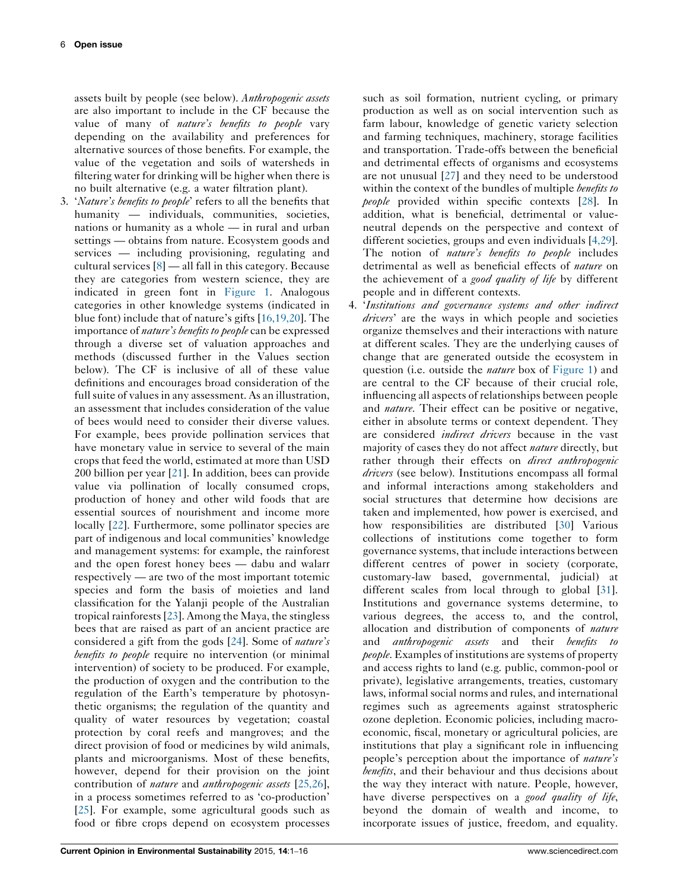assets built by people (see below). *Anthropogenic assets* are also important to include in the CF because the value of many of *nature's benefits to people* vary depending on the availability and preferences for alternative sources of those benefits. For example, the value of the vegetation and soils of watersheds in filtering water for drinking will be higher when there is no built alternative (e.g. a water filtration plant).

3. '*Nature's benefits to people*' refers to all the benefits that humanity — individuals, communities, societies, nations or humanity as a whole — in rural and urban settings — obtains from nature. Ecosystem goods and services — including provisioning, regulating and cultural services [8] — all fall in this category. Because they are categories from western science, they are indicated in green font in Figure 1. Analogous categories in other knowledge systems (indicated in blue font) include that of nature's gifts [16,19,20]. The importance of *nature's benefits to people* can be expressed through a diverse set of valuation approaches and methods (discussed further in the Values section below). The CF is inclusive of all of these value definitions and encourages broad consideration of the full suite of values in any assessment. As an illustration, an assessment that includes consideration of the value of bees would need to consider their diverse values. For example, bees provide pollination services that have monetary value in service to several of the main crops that feed the world, estimated at more than USD 200 billion per year [21]. In addition, bees can provide value via pollination of locally consumed crops, production of honey and other wild foods that are essential sources of nourishment and income more locally [22]. Furthermore, some pollinator species are part of indigenous and local communities' knowledge and management systems: for example, the rainforest and the open forest honey bees — dabu and walarr respectively — are two of the most important totemic species and form the basis of moieties and land classification for the Yalanji people of the Australian tropical rainforests [23]. Among the Maya, the stingless bees that are raised as part of an ancient practice are considered a gift from the gods [24]. Some of *nature's benefits to people* require no intervention (or minimal intervention) of society to be produced. For example, the production of oxygen and the contribution to the regulation of the Earth's temperature by photosynthetic organisms; the regulation of the quantity and quality of water resources by vegetation; coastal protection by coral reefs and mangroves; and the direct provision of food or medicines by wild animals, plants and microorganisms. Most of these benefits, however, depend for their provision on the joint contribution of *nature* and *anthropogenic assets* [25,26], in a process sometimes referred to as 'co-production' [25]. For example, some agricultural goods such as food or fibre crops depend on ecosystem processes such as soil formation, nutrient cycling, or primary production as well as on social intervention such as farm labour, knowledge of genetic variety selection and farming techniques, machinery, storage facilities and transportation. Trade-offs between the beneficial and detrimental effects of organisms and ecosystems are not unusual [27] and they need to be understood within the context of the bundles of multiple *benefits to people* provided within specific contexts [28]. In addition, what is beneficial, detrimental or value-neutral depends on the perspective and context of different societies, groups and even individuals [4,29]. The notion of *nature's benefits to people* includes detrimental as well as beneficial effects of *nature* on the achievement of a *good quality of life* by different people and in different contexts.

4. '*Institutions and governance systems and other indirect drivers*' are the ways in which people and societies organize themselves and their interactions with nature at different scales. They are the underlying causes of change that are generated outside the ecosystem in question (i.e. outside the *nature* box of Figure 1) and are central to the CF because of their crucial role, influencing all aspects of relationships between people and *nature*. Their effect can be positive or negative, either in absolute terms or context dependent. They are considered *indirect drivers* because in the vast majority of cases they do not affect *nature* directly, but rather through their effects on *direct anthropogenic drivers* (see below). Institutions encompass all formal and informal interactions among stakeholders and social structures that determine how decisions are taken and implemented, how power is exercised, and how responsibilities are distributed [30] Various collections of institutions come together to form governance systems, that include interactions between different centres of power in society (corporate, customary-law based, governmental, judicial) at different scales from local through to global [31]. Institutions and governance systems determine, to various degrees, the access to, and the control, allocation and distribution of components of *nature* and *anthropogenic assets* and their *benefits to people*. Examples of institutions are systems of property and access rights to land (e.g. public, common-pool or private), legislative arrangements, treaties, customary laws, informal social norms and rules, and international regimes such as agreements against stratospheric ozone depletion. Economic policies, including macro-economic, fiscal, monetary or agricultural policies, are institutions that play a significant role in influencing people's perception about the importance of *nature's benefits*, and their behaviour and thus decisions about the way they interact with nature. People, however, have diverse perspectives on a *good quality of life*, beyond the domain of wealth and income, to incorporate issues of justice, freedom, and equality.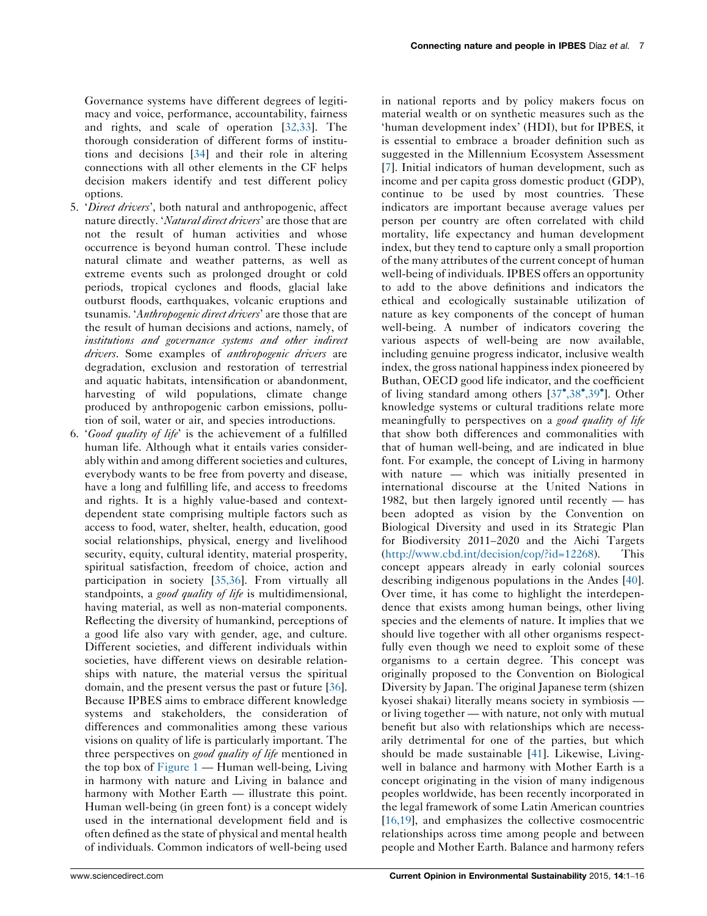Governance systems have different degrees of legitimacy and voice, performance, accountability, fairness and rights, and scale of operation [32,33]. The thorough consideration of different forms of institutions and decisions [34] and their role in altering connections with all other elements in the CF helps decision makers identify and test different policy options.

5. '*Direct drivers*', both natural and anthropogenic, affect nature directly. '*Natural direct drivers*' are those that are not the result of human activities and whose occurrence is beyond human control. These include natural climate and weather patterns, as well as extreme events such as prolonged drought or cold periods, tropical cyclones and floods, glacial lake outburst floods, earthquakes, volcanic eruptions and tsunamis. '*Anthropogenic direct drivers*' are those that are the result of human decisions and actions, namely, of *institutions and governance systems and other indirect drivers*. Some examples of *anthropogenic drivers* are degradation, exclusion and restoration of terrestrial and aquatic habitats, intensification or abandonment, harvesting of wild populations, climate change produced by anthropogenic carbon emissions, pollution of soil, water or air, and species introductions.
6. '*Good quality of life*' is the achievement of a fulfilled human life. Although what it entails varies considerably within and among different societies and cultures, everybody wants to be free from poverty and disease, have a long and fulfilling life, and access to freedoms and rights. It is a highly value-based and context-dependent state comprising multiple factors such as access to food, water, shelter, health, education, good social relationships, physical, energy and livelihood security, equity, cultural identity, material prosperity, spiritual satisfaction, freedom of choice, action and participation in society [35,36]. From virtually all standpoints, a *good quality of life* is multidimensional, having material, as well as non-material components. Reflecting the diversity of humankind, perceptions of a good life also vary with gender, age, and culture. Different societies, and different individuals within societies, have different views on desirable relationships with nature, the material versus the spiritual domain, and the present versus the past or future [36]. Because IPBES aims to embrace different knowledge systems and stakeholders, the consideration of differences and commonalities among these various visions on quality of life is particularly important. The three perspectives on *good quality of life* mentioned in the top box of Figure 1 — Human well-being, Living in harmony with nature and Living in balance and harmony with Mother Earth — illustrate this point. Human well-being (in green font) is a concept widely used in the international development field and is often defined as the state of physical and mental health of individuals. Common indicators of well-being used in national reports and by policy makers focus on material wealth or on synthetic measures such as the 'human development index' (HDI), but for IPBES, it is essential to embrace a broader definition such as suggested in the Millennium Ecosystem Assessment [7]. Initial indicators of human development, such as income and per capita gross domestic product (GDP), continue to be used by most countries. These indicators are important because average values per person per country are often correlated with child mortality, life expectancy and human development index, but they tend to capture only a small proportion of the many attributes of the current concept of human well-being of individuals. IPBES offers an opportunity to add to the above definitions and indicators the ethical and ecologically sustainable utilization of nature as key components of the concept of human well-being. A number of indicators covering the various aspects of well-being are now available, including genuine progress indicator, inclusive wealth index, the gross national happiness index pioneered by Buthan, OECD good life indicator, and the coefficient of living standard among others [37•,38•,39•]. Other knowledge systems or cultural traditions relate more meaningfully to perspectives on a *good quality of life* that show both differences and commonalities with that of human well-being, and are indicated in blue font. For example, the concept of Living in harmony with nature — which was initially presented in international discourse at the United Nations in 1982, but then largely ignored until recently — has been adopted as vision by the Convention on Biological Diversity and used in its Strategic Plan for Biodiversity 2011–2020 and the Aichi Targets (http://www.cbd.int/decision/cop/?id=12268). This concept appears already in early colonial sources describing indigenous populations in the Andes [40]. Over time, it has come to highlight the interdependence that exists among human beings, other living species and the elements of nature. It implies that we should live together with all other organisms respectfully even though we need to exploit some of these organisms to a certain degree. This concept was originally proposed to the Convention on Biological Diversity by Japan. The original Japanese term (shizen kyosei shakai) literally means society in symbiosis — or living together — with nature, not only with mutual benefit but also with relationships which are necessarily detrimental for one of the parties, but which should be made sustainable [41]. Likewise, Living-well in balance and harmony with Mother Earth is a concept originating in the vision of many indigenous peoples worldwide, has been recently incorporated in the legal framework of some Latin American countries [16,19], and emphasizes the collective cosmocentric relationships across time among people and between people and Mother Earth. Balance and harmony refers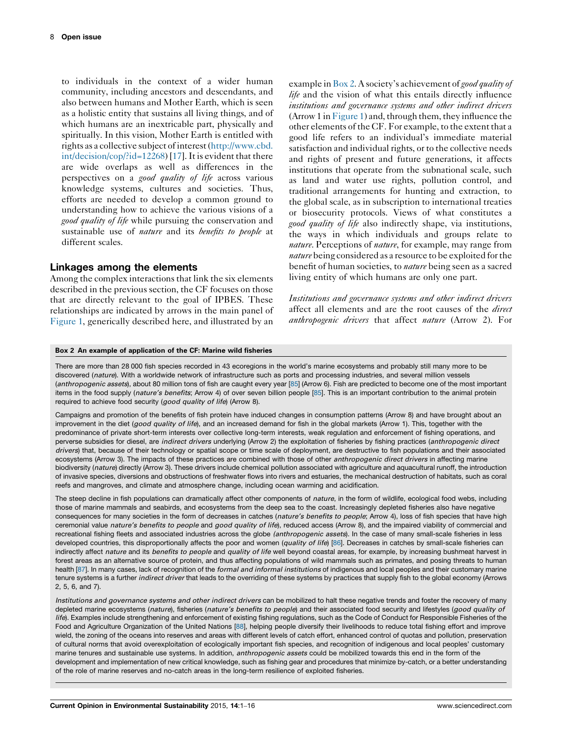to individuals in the context of a wider human community, including ancestors and descendants, and also between humans and Mother Earth, which is seen as a holistic entity that sustains all living things, and of which humans are an inextricable part, physically and spiritually. In this vision, Mother Earth is entitled with rights as a collective subject of interest (http://www.cbd.int/decision/cop/?id=12268) [17]. It is evident that there are wide overlaps as well as differences in the perspectives on a *good quality of life* across various knowledge systems, cultures and societies. Thus, efforts are needed to develop a common ground to understanding how to achieve the various visions of a *good quality of life* while pursuing the conservation and sustainable use of *nature* and its *benefits to people* at different scales.

## Linkages among the elements

Among the complex interactions that link the six elements described in the previous section, the CF focuses on those that are directly relevant to the goal of IPBES. These relationships are indicated by arrows in the main panel of Figure 1, generically described here, and illustrated by an example in Box 2. A society's achievement of *good quality of life* and the vision of what this entails directly influence *institutions and governance systems and other indirect drivers* (Arrow 1 in Figure 1) and, through them, they influence the other elements of the CF. For example, to the extent that a good life refers to an individual's immediate material satisfaction and individual rights, or to the collective needs and rights of present and future generations, it affects institutions that operate from the subnational scale, such as land and water use rights, pollution control, and traditional arrangements for hunting and extraction, to the global scale, as in subscription to international treaties or biosecurity protocols. Views of what constitutes a *good quality of life* also indirectly shape, via institutions, the ways in which individuals and groups relate to *nature*. Perceptions of *nature*, for example, may range from *nature* being considered as a resource to be exploited for the benefit of human societies, to *nature* being seen as a sacred living entity of which humans are only one part.

*Institutions and governance systems and other indirect drivers* affect all elements and are the root causes of the *direct anthropogenic drivers* that affect *nature* (Arrow 2). For

**Box 2 An example of application of the CF: Marine wild fisheries**

There are more than 28 000 fish species recorded in 43 ecoregions in the world's marine ecosystems and probably still many more to be discovered (*nature*). With a worldwide network of infrastructure such as ports and processing industries, and several million vessels (*anthropogenic assets*), about 80 million tons of fish are caught every year [85] (Arrow 6). Fish are predicted to become one of the most important items in the food supply (*nature's benefits*; Arrow 4) of over seven billion people [85]. This is an important contribution to the animal protein required to achieve food security (*good quality of life*) (Arrow 8).

Campaigns and promotion of the benefits of fish protein have induced changes in consumption patterns (Arrow 8) and have brought about an improvement in the diet (*good quality of life*), and an increased demand for fish in the global markets (Arrow 1). This, together with the predominance of private short-term interests over collective long-term interests, weak regulation and enforcement of fishing operations, and perverse subsidies for diesel, are *indirect drivers* underlying (Arrow 2) the exploitation of fisheries by fishing practices (*anthropogenic direct drivers*) that, because of their technology or spatial scope or time scale of deployment, are destructive to fish populations and their associated ecosystems (Arrow 3). The impacts of these practices are combined with those of other *anthropogenic direct drivers* in affecting marine biodiversity (*nature*) directly (Arrow 3). These drivers include chemical pollution associated with agriculture and aquacultural runoff, the introduction of invasive species, diversions and obstructions of freshwater flows into rivers and estuaries, the mechanical destruction of habitats, such as coral reefs and mangroves, and climate and atmosphere change, including ocean warming and acidification.

The steep decline in fish populations can dramatically affect other components of *nature*, in the form of wildlife, ecological food webs, including those of marine mammals and seabirds, and ecosystems from the deep sea to the coast. Increasingly depleted fisheries also have negative consequences for many societies in the form of decreases in catches (*nature's benefits to people*; Arrow 4), loss of fish species that have high ceremonial value *nature's benefits to people* and *good quality of life*), reduced access (Arrow 8), and the impaired viability of commercial and recreational fishing fleets and associated industries across the globe *(anthropogenic assets*). In the case of many small-scale fisheries in less developed countries, this disproportionally affects the poor and women (*quality of life*) [86]. Decreases in catches by small-scale fisheries can indirectly affect *nature* and its *benefits to people* and *quality of life* well beyond coastal areas, for example, by increasing bushmeat harvest in forest areas as an alternative source of protein, and thus affecting populations of wild mammals such as primates, and posing threats to human health [87]. In many cases, lack of recognition of the *formal and informal institutions* of indigenous and local peoples and their customary marine tenure systems is a further *indirect driver* that leads to the overriding of these systems by practices that supply fish to the global economy (Arrows 2, 5, 6, and 7).

*Institutions and governance systems and other indirect drivers* can be mobilized to halt these negative trends and foster the recovery of many depleted marine ecosystems (*nature*), fisheries (*nature's benefits to people*) and their associated food security and lifestyles (*good quality of life*). Examples include strengthening and enforcement of existing fishing regulations, such as the Code of Conduct for Responsible Fisheries of the Food and Agriculture Organization of the United Nations [88], helping people diversify their livelihoods to reduce total fishing effort and improve wield, the zoning of the oceans into reserves and areas with different levels of catch effort, enhanced control of quotas and pollution, preservation of cultural norms that avoid overexploitation of ecologically important fish species, and recognition of indigenous and local peoples' customary marine tenures and sustainable use systems. In addition, *anthropogenic assets* could be mobilized towards this end in the form of the development and implementation of new critical knowledge, such as fishing gear and procedures that minimize by-catch, or a better understanding of the role of marine reserves and no-catch areas in the long-term resilience of exploited fisheries.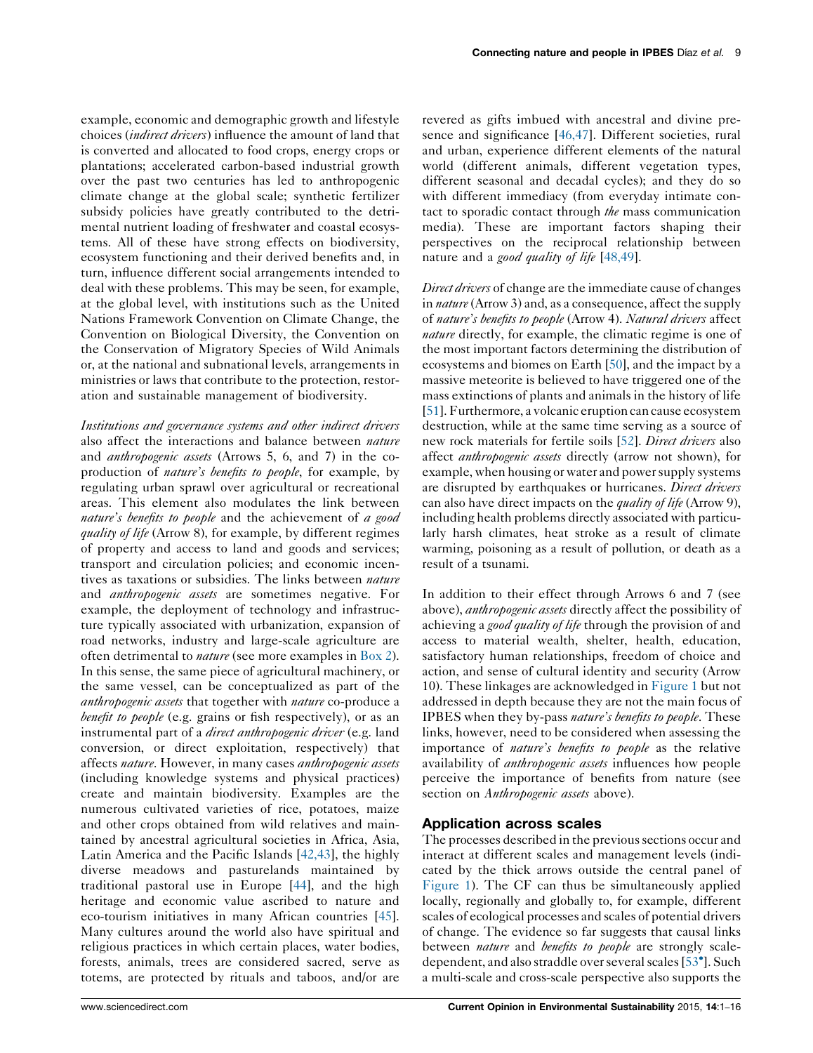example, economic and demographic growth and lifestyle choices (*indirect drivers*) influence the amount of land that is converted and allocated to food crops, energy crops or plantations; accelerated carbon-based industrial growth over the past two centuries has led to anthropogenic climate change at the global scale; synthetic fertilizer subsidy policies have greatly contributed to the detrimental nutrient loading of freshwater and coastal ecosystems. All of these have strong effects on biodiversity, ecosystem functioning and their derived benefits and, in turn, influence different social arrangements intended to deal with these problems. This may be seen, for example, at the global level, with institutions such as the United Nations Framework Convention on Climate Change, the Convention on Biological Diversity, the Convention on the Conservation of Migratory Species of Wild Animals or, at the national and subnational levels, arrangements in ministries or laws that contribute to the protection, restoration and sustainable management of biodiversity.

*Institutions and governance systems and other indirect drivers* also affect the interactions and balance between *nature* and *anthropogenic assets* (Arrows 5, 6, and 7) in the co-production of *nature's benefits to people*, for example, by regulating urban sprawl over agricultural or recreational areas. This element also modulates the link between *nature's benefits to people* and the achievement of *a good quality of life* (Arrow 8), for example, by different regimes of property and access to land and goods and services; transport and circulation policies; and economic incentives as taxations or subsidies. The links between *nature* and *anthropogenic assets* are sometimes negative. For example, the deployment of technology and infrastructure typically associated with urbanization, expansion of road networks, industry and large-scale agriculture are often detrimental to *nature* (see more examples in Box 2). In this sense, the same piece of agricultural machinery, or the same vessel, can be conceptualized as part of the *anthropogenic assets* that together with *nature* co-produce a *benefit to people* (e.g. grains or fish respectively), or as an instrumental part of a *direct anthropogenic driver* (e.g. land conversion, or direct exploitation, respectively) that affects *nature*. However, in many cases *anthropogenic assets* (including knowledge systems and physical practices) create and maintain biodiversity. Examples are the numerous cultivated varieties of rice, potatoes, maize and other crops obtained from wild relatives and maintained by ancestral agricultural societies in Africa, Asia, Latin America and the Pacific Islands [42,43], the highly diverse meadows and pasturelands maintained by traditional pastoral use in Europe [44], and the high heritage and economic value ascribed to nature and eco-tourism initiatives in many African countries [45]. Many cultures around the world also have spiritual and religious practices in which certain places, water bodies, forests, animals, trees are considered sacred, serve as totems, are protected by rituals and taboos, and/or are revered as gifts imbued with ancestral and divine presence and significance [46,47]. Different societies, rural and urban, experience different elements of the natural world (different animals, different vegetation types, different seasonal and decadal cycles); and they do so with different immediacy (from everyday intimate contact to sporadic contact through *the* mass communication media). These are important factors shaping their perspectives on the reciprocal relationship between nature and a *good quality of life* [48,49].

*Direct drivers* of change are the immediate cause of changes in *nature* (Arrow 3) and, as a consequence, affect the supply of *nature's benefits to people* (Arrow 4). *Natural drivers* affect *nature* directly, for example, the climatic regime is one of the most important factors determining the distribution of ecosystems and biomes on Earth [50], and the impact by a massive meteorite is believed to have triggered one of the mass extinctions of plants and animals in the history of life [51]. Furthermore, a volcanic eruption can cause ecosystem destruction, while at the same time serving as a source of new rock materials for fertile soils [52]. *Direct drivers* also affect *anthropogenic assets* directly (arrow not shown), for example, when housing or water and power supply systems are disrupted by earthquakes or hurricanes. *Direct drivers* can also have direct impacts on the *quality of life* (Arrow 9), including health problems directly associated with particularly harsh climates, heat stroke as a result of climate warming, poisoning as a result of pollution, or death as a result of a tsunami.

In addition to their effect through Arrows 6 and 7 (see above), *anthropogenic assets* directly affect the possibility of achieving a *good quality of life* through the provision of and access to material wealth, shelter, health, education, satisfactory human relationships, freedom of choice and action, and sense of cultural identity and security (Arrow 10). These linkages are acknowledged in Figure 1 but not addressed in depth because they are not the main focus of IPBES when they by-pass *nature's benefits to people*. These links, however, need to be considered when assessing the importance of *nature's benefits to people* as the relative availability of *anthropogenic assets* influences how people perceive the importance of benefits from nature (see section on *Anthropogenic assets* above).

## Application across scales

The processes described in the previous sections occur and interact at different scales and management levels (indicated by the thick arrows outside the central panel of Figure 1). The CF can thus be simultaneously applied locally, regionally and globally to, for example, different scales of ecological processes and scales of potential drivers of change. The evidence so far suggests that causal links between *nature* and *benefits to people* are strongly scale-dependent, and also straddle over several scales [53•]. Such a multi-scale and cross-scale perspective also supports the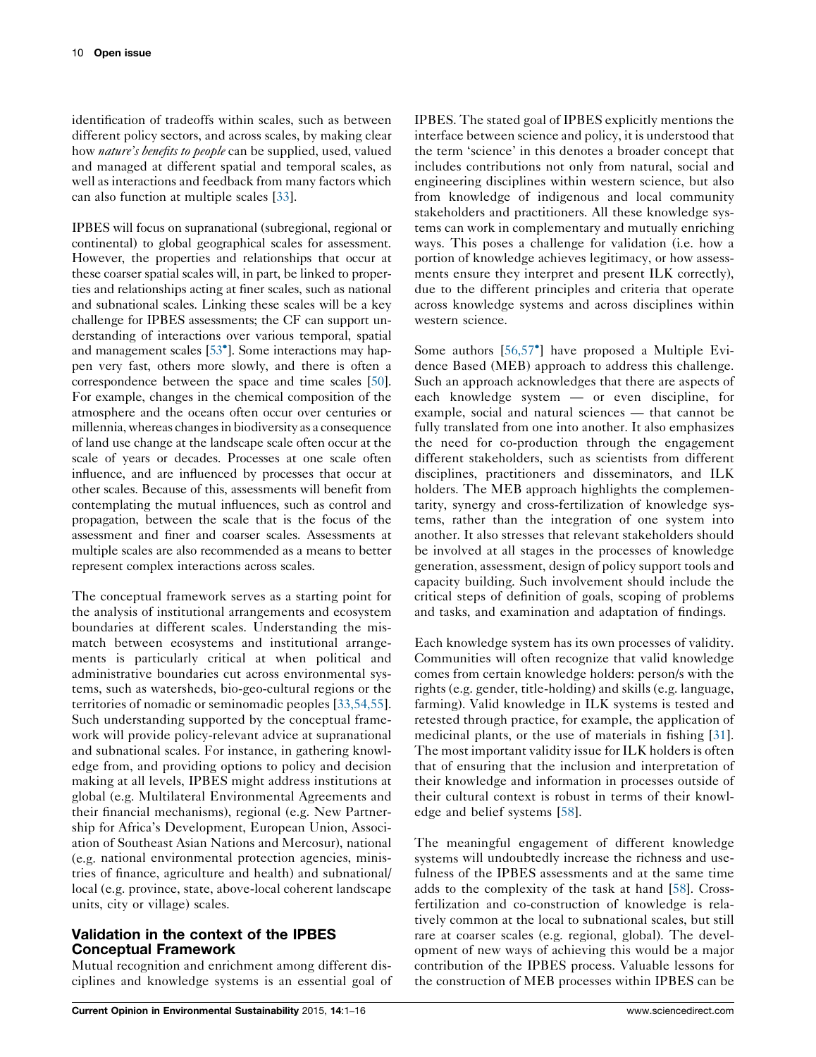identification of tradeoffs within scales, such as between different policy sectors, and across scales, by making clear how *nature's benefits to people* can be supplied, used, valued and managed at different spatial and temporal scales, as well as interactions and feedback from many factors which can also function at multiple scales [33].

IPBES will focus on supranational (subregional, regional or continental) to global geographical scales for assessment. However, the properties and relationships that occur at these coarser spatial scales will, in part, be linked to properties and relationships acting at finer scales, such as national and subnational scales. Linking these scales will be a key challenge for IPBES assessments; the CF can support understanding of interactions over various temporal, spatial and management scales [53•]. Some interactions may happen very fast, others more slowly, and there is often a correspondence between the space and time scales [50]. For example, changes in the chemical composition of the atmosphere and the oceans often occur over centuries or millennia, whereas changes in biodiversity as a consequence of land use change at the landscape scale often occur at the scale of years or decades. Processes at one scale often influence, and are influenced by processes that occur at other scales. Because of this, assessments will benefit from contemplating the mutual influences, such as control and propagation, between the scale that is the focus of the assessment and finer and coarser scales. Assessments at multiple scales are also recommended as a means to better represent complex interactions across scales.

The conceptual framework serves as a starting point for the analysis of institutional arrangements and ecosystem boundaries at different scales. Understanding the mismatch between ecosystems and institutional arrangements is particularly critical at when political and administrative boundaries cut across environmental systems, such as watersheds, bio-geo-cultural regions or the territories of nomadic or seminomadic peoples [33,54,55]. Such understanding supported by the conceptual framework will provide policy-relevant advice at supranational and subnational scales. For instance, in gathering knowledge from, and providing options to policy and decision making at all levels, IPBES might address institutions at global (e.g. Multilateral Environmental Agreements and their financial mechanisms), regional (e.g. New Partnership for Africa's Development, European Union, Association of Southeast Asian Nations and Mercosur), national (e.g. national environmental protection agencies, ministries of finance, agriculture and health) and subnational/local (e.g. province, state, above-local coherent landscape units, city or village) scales.

## Validation in the context of the IPBES Conceptual Framework

Mutual recognition and enrichment among different disciplines and knowledge systems is an essential goal of IPBES. The stated goal of IPBES explicitly mentions the interface between science and policy, it is understood that the term 'science' in this denotes a broader concept that includes contributions not only from natural, social and engineering disciplines within western science, but also from knowledge of indigenous and local community stakeholders and practitioners. All these knowledge systems can work in complementary and mutually enriching ways. This poses a challenge for validation (i.e. how a portion of knowledge achieves legitimacy, or how assessments ensure they interpret and present ILK correctly), due to the different principles and criteria that operate across knowledge systems and across disciplines within western science.

Some authors [56,57•] have proposed a Multiple Evidence Based (MEB) approach to address this challenge. Such an approach acknowledges that there are aspects of each knowledge system — or even discipline, for example, social and natural sciences — that cannot be fully translated from one into another. It also emphasizes the need for co-production through the engagement different stakeholders, such as scientists from different disciplines, practitioners and disseminators, and ILK holders. The MEB approach highlights the complementarity, synergy and cross-fertilization of knowledge systems, rather than the integration of one system into another. It also stresses that relevant stakeholders should be involved at all stages in the processes of knowledge generation, assessment, design of policy support tools and capacity building. Such involvement should include the critical steps of definition of goals, scoping of problems and tasks, and examination and adaptation of findings.

Each knowledge system has its own processes of validity. Communities will often recognize that valid knowledge comes from certain knowledge holders: person/s with the rights (e.g. gender, title-holding) and skills (e.g. language, farming). Valid knowledge in ILK systems is tested and retested through practice, for example, the application of medicinal plants, or the use of materials in fishing [31]. The most important validity issue for ILK holders is often that of ensuring that the inclusion and interpretation of their knowledge and information in processes outside of their cultural context is robust in terms of their knowledge and belief systems [58].

The meaningful engagement of different knowledge systems will undoubtedly increase the richness and usefulness of the IPBES assessments and at the same time adds to the complexity of the task at hand [58]. Cross-fertilization and co-construction of knowledge is relatively common at the local to subnational scales, but still rare at coarser scales (e.g. regional, global). The development of new ways of achieving this would be a major contribution of the IPBES process. Valuable lessons for the construction of MEB processes within IPBES can be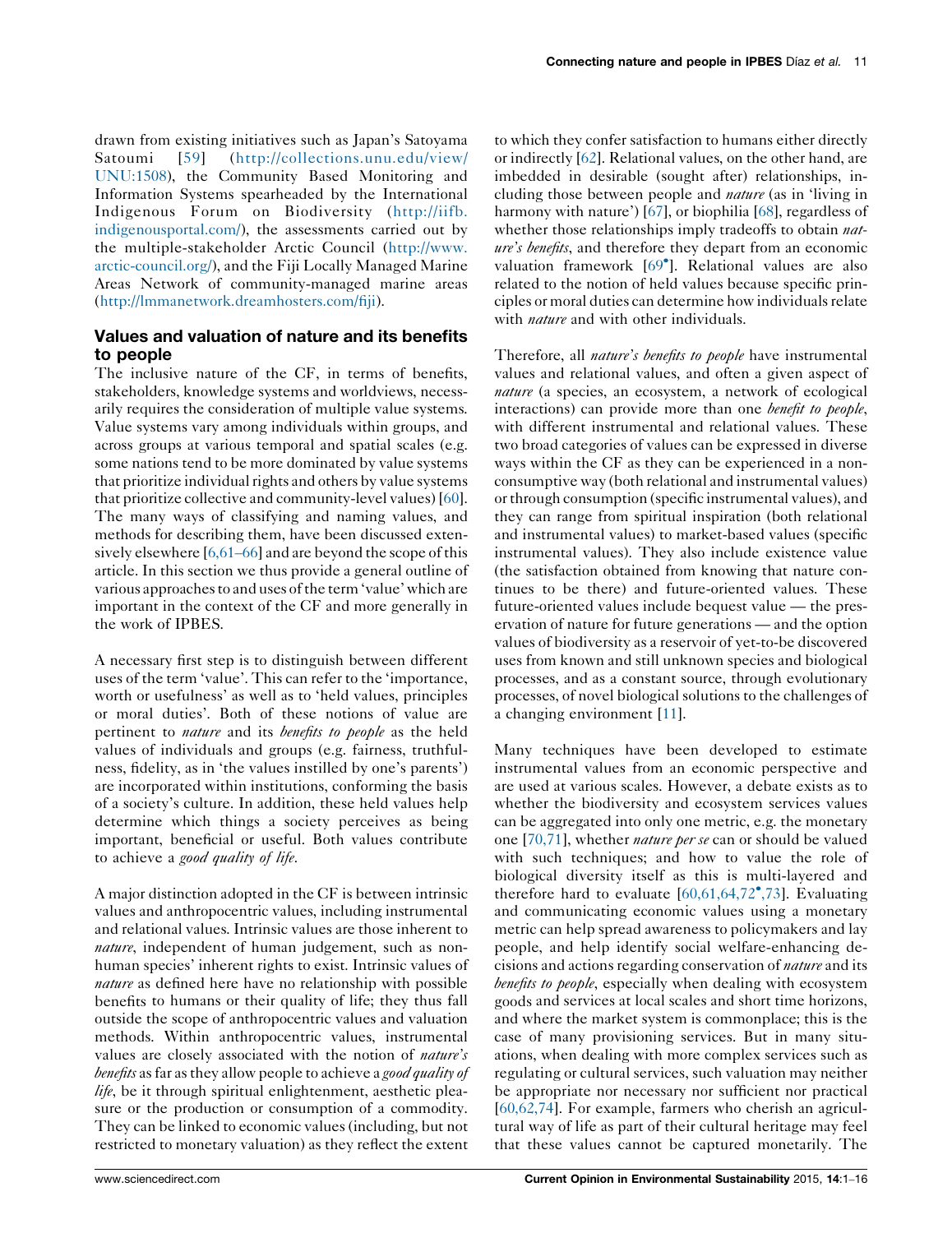drawn from existing initiatives such as Japan's Satoyama Satoumi [59] (http://collections.unu.edu/view/UNU:1508), the Community Based Monitoring and Information Systems spearheaded by the International Indigenous Forum on Biodiversity (http://iifb.indigenousportal.com/), the assessments carried out by the multiple-stakeholder Arctic Council (http://www.arctic-council.org/), and the Fiji Locally Managed Marine Areas Network of community-managed marine areas (http://lmmanetwork.dreamhosters.com/fiji).

## Values and valuation of nature and its benefits to people

The inclusive nature of the CF, in terms of benefits, stakeholders, knowledge systems and worldviews, necessarily requires the consideration of multiple value systems. Value systems vary among individuals within groups, and across groups at various temporal and spatial scales (e.g. some nations tend to be more dominated by value systems that prioritize individual rights and others by value systems that prioritize collective and community-level values) [60]. The many ways of classifying and naming values, and methods for describing them, have been discussed extensively elsewhere [6,61–66] and are beyond the scope of this article. In this section we thus provide a general outline of various approaches to and uses of the term 'value' which are important in the context of the CF and more generally in the work of IPBES.

A necessary first step is to distinguish between different uses of the term 'value'. This can refer to the 'importance, worth or usefulness' as well as to 'held values, principles or moral duties'. Both of these notions of value are pertinent to *nature* and its *benefits to people* as the held values of individuals and groups (e.g. fairness, truthfulness, fidelity, as in 'the values instilled by one's parents') are incorporated within institutions, conforming the basis of a society's culture. In addition, these held values help determine which things a society perceives as being important, beneficial or useful. Both values contribute to achieve a *good quality of life*.

A major distinction adopted in the CF is between intrinsic values and anthropocentric values, including instrumental and relational values. Intrinsic values are those inherent to *nature*, independent of human judgement, such as non-human species' inherent rights to exist. Intrinsic values of *nature* as defined here have no relationship with possible benefits to humans or their quality of life; they thus fall outside the scope of anthropocentric values and valuation methods. Within anthropocentric values, instrumental values are closely associated with the notion of *nature's benefits* as far as they allow people to achieve a *good quality of life*, be it through spiritual enlightenment, aesthetic pleasure or the production or consumption of a commodity. They can be linked to economic values (including, but not restricted to monetary valuation) as they reflect the extent to which they confer satisfaction to humans either directly or indirectly [62]. Relational values, on the other hand, are imbedded in desirable (sought after) relationships, including those between people and *nature* (as in 'living in harmony with nature') [67], or biophilia [68], regardless of whether those relationships imply tradeoffs to obtain *nature's benefits*, and therefore they depart from an economic valuation framework [69•]. Relational values are also related to the notion of held values because specific principles or moral duties can determine how individuals relate with *nature* and with other individuals.

Therefore, all *nature's benefits to people* have instrumental values and relational values, and often a given aspect of *nature* (a species, an ecosystem, a network of ecological interactions) can provide more than one *benefit to people*, with different instrumental and relational values. These two broad categories of values can be expressed in diverse ways within the CF as they can be experienced in a non-consumptive way (both relational and instrumental values) or through consumption (specific instrumental values), and they can range from spiritual inspiration (both relational and instrumental values) to market-based values (specific instrumental values). They also include existence value (the satisfaction obtained from knowing that nature continues to be there) and future-oriented values. These future-oriented values include bequest value — the preservation of nature for future generations — and the option values of biodiversity as a reservoir of yet-to-be discovered uses from known and still unknown species and biological processes, and as a constant source, through evolutionary processes, of novel biological solutions to the challenges of a changing environment [11].

Many techniques have been developed to estimate instrumental values from an economic perspective and are used at various scales. However, a debate exists as to whether the biodiversity and ecosystem services values can be aggregated into only one metric, e.g. the monetary one [70,71], whether *nature per se* can or should be valued with such techniques; and how to value the role of biological diversity itself as this is multi-layered and therefore hard to evaluate [60,61,64,72•,73]. Evaluating and communicating economic values using a monetary metric can help spread awareness to policymakers and lay people, and help identify social welfare-enhancing decisions and actions regarding conservation of *nature* and its *benefits to people*, especially when dealing with ecosystem goods and services at local scales and short time horizons, and where the market system is commonplace; this is the case of many provisioning services. But in many situations, when dealing with more complex services such as regulating or cultural services, such valuation may neither be appropriate nor necessary nor sufficient nor practical [60,62,74]. For example, farmers who cherish an agricultural way of life as part of their cultural heritage may feel that these values cannot be captured monetarily. The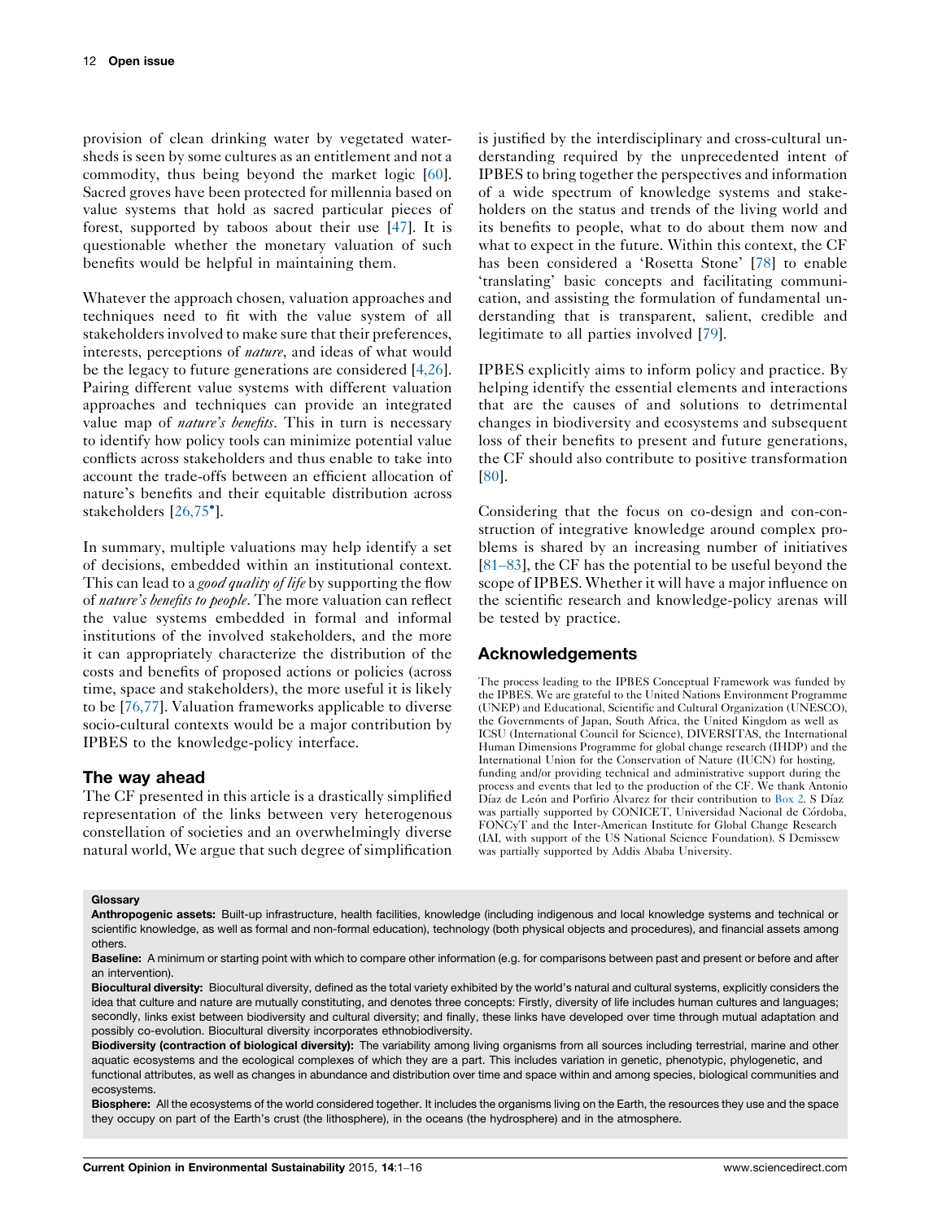provision of clean drinking water by vegetated watersheds is seen by some cultures as an entitlement and not a commodity, thus being beyond the market logic [60]. Sacred groves have been protected for millennia based on value systems that hold as sacred particular pieces of forest, supported by taboos about their use [47]. It is questionable whether the monetary valuation of such benefits would be helpful in maintaining them.

Whatever the approach chosen, valuation approaches and techniques need to fit with the value system of all stakeholders involved to make sure that their preferences, interests, perceptions of *nature*, and ideas of what would be the legacy to future generations are considered [4,26]. Pairing different value systems with different valuation approaches and techniques can provide an integrated value map of *nature's benefits*. This in turn is necessary to identify how policy tools can minimize potential value conflicts across stakeholders and thus enable to take into account the trade-offs between an efficient allocation of nature's benefits and their equitable distribution across stakeholders [26,75•].

In summary, multiple valuations may help identify a set of decisions, embedded within an institutional context. This can lead to a *good quality of life* by supporting the flow of *nature's benefits to people*. The more valuation can reflect the value systems embedded in formal and informal institutions of the involved stakeholders, and the more it can appropriately characterize the distribution of the costs and benefits of proposed actions or policies (across time, space and stakeholders), the more useful it is likely to be [76,77]. Valuation frameworks applicable to diverse socio-cultural contexts would be a major contribution by IPBES to the knowledge-policy interface.

## The way ahead

The CF presented in this article is a drastically simplified representation of the links between very heterogenous constellation of societies and an overwhelmingly diverse natural world, We argue that such degree of simplification is justified by the interdisciplinary and cross-cultural understanding required by the unprecedented intent of IPBES to bring together the perspectives and information of a wide spectrum of knowledge systems and stakeholders on the status and trends of the living world and its benefits to people, what to do about them now and what to expect in the future. Within this context, the CF has been considered a 'Rosetta Stone' [78] to enable 'translating' basic concepts and facilitating communication, and assisting the formulation of fundamental understanding that is transparent, salient, credible and legitimate to all parties involved [79].

IPBES explicitly aims to inform policy and practice. By helping identify the essential elements and interactions that are the causes of and solutions to detrimental changes in biodiversity and ecosystems and subsequent loss of their benefits to present and future generations, the CF should also contribute to positive transformation [80].

Considering that the focus on co-design and con-construction of integrative knowledge around complex problems is shared by an increasing number of initiatives [81–83], the CF has the potential to be useful beyond the scope of IPBES. Whether it will have a major influence on the scientific research and knowledge-policy arenas will be tested by practice.

## Acknowledgements

The process leading to the IPBES Conceptual Framework was funded by the IPBES. We are grateful to the United Nations Environment Programme (UNEP) and Educational, Scientific and Cultural Organization (UNESCO), the Governments of Japan, South Africa, the United Kingdom as well as ICSU (International Council for Science), DIVERSITAS, the International Human Dimensions Programme for global change research (IHDP) and the International Union for the Conservation of Nature (IUCN) for hosting, funding and/or providing technical and administrative support during the process and events that led to the production of the CF. We thank Antonio Díaz de León and Porfirio Álvarez for their contribution to Box 2. S Díaz was partially supported by CONICET, Universidad Nacional de Córdoba, FONCyT and the Inter-American Institute for Global Change Research (IAI, with support of the US National Science Foundation). S Demissew was partially supported by Addis Ababa University.

---

**Glossary**

**Anthropogenic assets:** Built-up infrastructure, health facilities, knowledge (including indigenous and local knowledge systems and technical or scientific knowledge, as well as formal and non-formal education), technology (both physical objects and procedures), and financial assets among others.

**Baseline:** A minimum or starting point with which to compare other information (e.g. for comparisons between past and present or before and after an intervention).

**Biocultural diversity:** Biocultural diversity, defined as the total variety exhibited by the world's natural and cultural systems, explicitly considers the idea that culture and nature are mutually constituting, and denotes three concepts: Firstly, diversity of life includes human cultures and languages; secondly, links exist between biodiversity and cultural diversity; and finally, these links have developed over time through mutual adaptation and possibly co-evolution. Biocultural diversity incorporates ethnobiodiversity.

**Biodiversity (contraction of biological diversity):** The variability among living organisms from all sources including terrestrial, marine and other aquatic ecosystems and the ecological complexes of which they are a part. This includes variation in genetic, phenotypic, phylogenetic, and functional attributes, as well as changes in abundance and distribution over time and space within and among species, biological communities and ecosystems.

**Biosphere:** All the ecosystems of the world considered together. It includes the organisms living on the Earth, the resources they use and the space they occupy on part of the Earth's crust (the lithosphere), in the oceans (the hydrosphere) and in the atmosphere.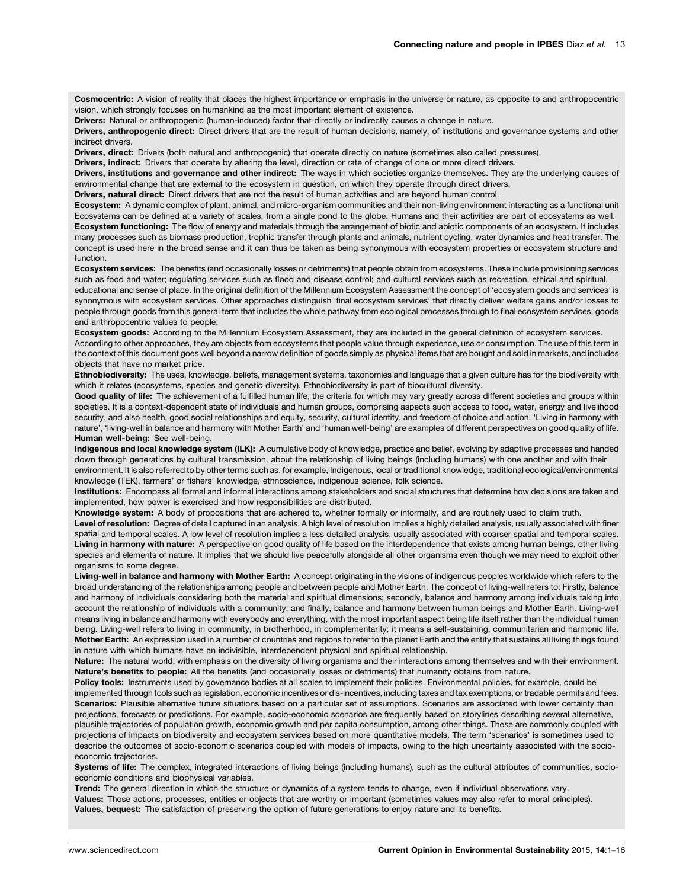**Cosmocentric:** A vision of reality that places the highest importance or emphasis in the universe or nature, as opposite to and anthropocentric vision, which strongly focuses on humankind as the most important element of existence.

**Drivers:** Natural or anthropogenic (human-induced) factor that directly or indirectly causes a change in nature.

**Drivers, anthropogenic direct:** Direct drivers that are the result of human decisions, namely, of institutions and governance systems and other indirect drivers.

**Drivers, direct:** Drivers (both natural and anthropogenic) that operate directly on nature (sometimes also called pressures).

**Drivers, indirect:** Drivers that operate by altering the level, direction or rate of change of one or more direct drivers.

**Drivers, institutions and governance and other indirect:** The ways in which societies organize themselves. They are the underlying causes of environmental change that are external to the ecosystem in question, on which they operate through direct drivers.

**Drivers, natural direct:** Direct drivers that are not the result of human activities and are beyond human control.

**Ecosystem:** A dynamic complex of plant, animal, and micro-organism communities and their non-living environment interacting as a functional unit Ecosystems can be defined at a variety of scales, from a single pond to the globe. Humans and their activities are part of ecosystems as well.

**Ecosystem functioning:** The flow of energy and materials through the arrangement of biotic and abiotic components of an ecosystem. It includes many processes such as biomass production, trophic transfer through plants and animals, nutrient cycling, water dynamics and heat transfer. The concept is used here in the broad sense and it can thus be taken as being synonymous with ecosystem properties or ecosystem structure and function.

**Ecosystem services:** The benefits (and occasionally losses or detriments) that people obtain from ecosystems. These include provisioning services such as food and water; regulating services such as flood and disease control; and cultural services such as recreation, ethical and spiritual, educational and sense of place. In the original definition of the Millennium Ecosystem Assessment the concept of 'ecosystem goods and services' is synonymous with ecosystem services. Other approaches distinguish 'final ecosystem services' that directly deliver welfare gains and/or losses to people through goods from this general term that includes the whole pathway from ecological processes through to final ecosystem services, goods and anthropocentric values to people.

**Ecosystem goods:** According to the Millennium Ecosystem Assessment, they are included in the general definition of ecosystem services. According to other approaches, they are objects from ecosystems that people value through experience, use or consumption. The use of this term in the context of this document goes well beyond a narrow definition of goods simply as physical items that are bought and sold in markets, and includes objects that have no market price.

**Ethnobiodiversity:** The uses, knowledge, beliefs, management systems, taxonomies and language that a given culture has for the biodiversity with which it relates (ecosystems, species and genetic diversity). Ethnobiodiversity is part of biocultural diversity.

**Good quality of life:** The achievement of a fulfilled human life, the criteria for which may vary greatly across different societies and groups within societies. It is a context-dependent state of individuals and human groups, comprising aspects such access to food, water, energy and livelihood security, and also health, good social relationships and equity, security, cultural identity, and freedom of choice and action. 'Living in harmony with nature', 'living-well in balance and harmony with Mother Earth' and 'human well-being' are examples of different perspectives on good quality of life.

**Human well-being:** See well-being.

**Indigenous and local knowledge system (ILK):** A cumulative body of knowledge, practice and belief, evolving by adaptive processes and handed down through generations by cultural transmission, about the relationship of living beings (including humans) with one another and with their environment. It is also referred to by other terms such as, for example, Indigenous, local or traditional knowledge, traditional ecological/environmental knowledge (TEK), farmers' or fishers' knowledge, ethnoscience, indigenous science, folk science.

**Institutions:** Encompass all formal and informal interactions among stakeholders and social structures that determine how decisions are taken and implemented, how power is exercised and how responsibilities are distributed.

**Knowledge system:** A body of propositions that are adhered to, whether formally or informally, and are routinely used to claim truth.

**Level of resolution:** Degree of detail captured in an analysis. A high level of resolution implies a highly detailed analysis, usually associated with finer spatial and temporal scales. A low level of resolution implies a less detailed analysis, usually associated with coarser spatial and temporal scales.

**Living in harmony with nature:** A perspective on good quality of life based on the interdependence that exists among human beings, other living species and elements of nature. It implies that we should live peacefully alongside all other organisms even though we may need to exploit other organisms to some degree.

**Living-well in balance and harmony with Mother Earth:** A concept originating in the visions of indigenous peoples worldwide which refers to the broad understanding of the relationships among people and between people and Mother Earth. The concept of living-well refers to: Firstly, balance and harmony of individuals considering both the material and spiritual dimensions; secondly, balance and harmony among individuals taking into account the relationship of individuals with a community; and finally, balance and harmony between human beings and Mother Earth. Living-well means living in balance and harmony with everybody and everything, with the most important aspect being life itself rather than the individual human being. Living-well refers to living in community, in brotherhood, in complementarity; it means a self-sustaining, communitarian and harmonic life.

**Mother Earth:** An expression used in a number of countries and regions to refer to the planet Earth and the entity that sustains all living things found in nature with which humans have an indivisible, interdependent physical and spiritual relationship.

**Nature:** The natural world, with emphasis on the diversity of living organisms and their interactions among themselves and with their environment.

**Nature's benefits to people:** All the benefits (and occasionally losses or detriments) that humanity obtains from nature.

**Policy tools:** Instruments used by governance bodies at all scales to implement their policies. Environmental policies, for example, could be implemented through tools such as legislation, economic incentives or dis-incentives, including taxes and tax exemptions, or tradable permits and fees.

**Scenarios:** Plausible alternative future situations based on a particular set of assumptions. Scenarios are associated with lower certainty than projections, forecasts or predictions. For example, socio-economic scenarios are frequently based on storylines describing several alternative, plausible trajectories of population growth, economic growth and per capita consumption, among other things. These are commonly coupled with projections of impacts on biodiversity and ecosystem services based on more quantitative models. The term 'scenarios' is sometimes used to describe the outcomes of socio-economic scenarios coupled with models of impacts, owing to the high uncertainty associated with the socio-economic trajectories.

**Systems of life:** The complex, integrated interactions of living beings (including humans), such as the cultural attributes of communities, socio-economic conditions and biophysical variables.

**Trend:** The general direction in which the structure or dynamics of a system tends to change, even if individual observations vary.

**Values:** Those actions, processes, entities or objects that are worthy or important (sometimes values may also refer to moral principles).

**Values, bequest:** The satisfaction of preserving the option of future generations to enjoy nature and its benefits.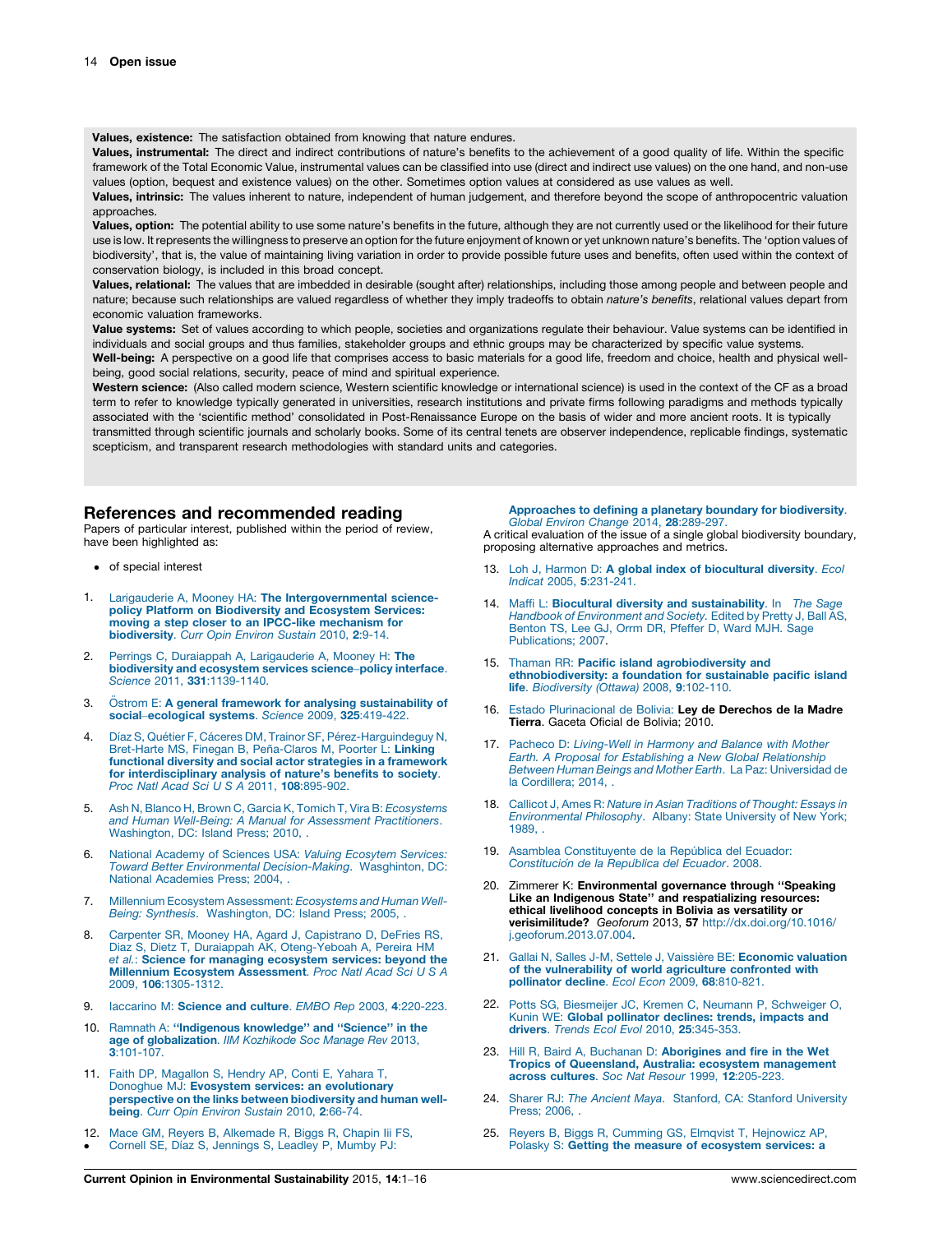**Values, existence:** The satisfaction obtained from knowing that nature endures.

**Values, instrumental:** The direct and indirect contributions of nature's benefits to the achievement of a good quality of life. Within the specific framework of the Total Economic Value, instrumental values can be classified into use (direct and indirect use values) on the one hand, and non-use values (option, bequest and existence values) on the other. Sometimes option values at considered as use values as well.

**Values, intrinsic:** The values inherent to nature, independent of human judgement, and therefore beyond the scope of anthropocentric valuation approaches.

**Values, option:** The potential ability to use some nature's benefits in the future, although they are not currently used or the likelihood for their future use is low. It represents the willingness to preserve an option for the future enjoyment of known or yet unknown nature's benefits. The 'option values of biodiversity', that is, the value of maintaining living variation in order to provide possible future uses and benefits, often used within the context of conservation biology, is included in this broad concept.

**Values, relational:** The values that are imbedded in desirable (sought after) relationships, including those among people and between people and nature; because such relationships are valued regardless of whether they imply tradeoffs to obtain *nature's benefits*, relational values depart from economic valuation frameworks.

**Value systems:** Set of values according to which people, societies and organizations regulate their behaviour. Value systems can be identified in individuals and social groups and thus families, stakeholder groups and ethnic groups may be characterized by specific value systems.

**Well-being:** A perspective on a good life that comprises access to basic materials for a good life, freedom and choice, health and physical well-being, good social relations, security, peace of mind and spiritual experience.

**Western science:** (Also called modern science, Western scientific knowledge or international science) is used in the context of the CF as a broad term to refer to knowledge typically generated in universities, research institutions and private firms following paradigms and methods typically associated with the 'scientific method' consolidated in Post-Renaissance Europe on the basis of wider and more ancient roots. It is typically transmitted through scientific journals and scholarly books. Some of its central tenets are observer independence, replicable findings, systematic scepticism, and transparent research methodologies with standard units and categories.

## References and recommended reading

Papers of particular interest, published within the period of review, have been highlighted as:

- • of special interest

1. Larigauderie A, Mooney HA: **The Intergovernmental science-policy Platform on Biodiversity and Ecosystem Services: moving a step closer to an IPCC-like mechanism for biodiversity**. *Curr Opin Environ Sustain* 2010, **2**:9-14.
2. Perrings C, Duraiappah A, Larigauderie A, Mooney H: **The biodiversity and ecosystem services science–policy interface**. *Science* 2011, **331**:1139-1140.
3. Östrom E: **A general framework for analysing sustainability of social–ecological systems**. *Science* 2009, **325**:419-422.
4. Díaz S, Quétier F, Cáceres DM, Trainor SF, Pérez-Harguindeguy N, Bret-Harte MS, Finegan B, Peña-Claros M, Poorter L: **Linking functional diversity and social actor strategies in a framework for interdisciplinary analysis of nature's benefits to society**. *Proc Natl Acad Sci U S A* 2011, **108**:895-902.
5. Ash N, Blanco H, Brown C, Garcia K, Tomich T, Vira B: *Ecosystems and Human Well-Being: A Manual for Assessment Practitioners*. Washington, DC: Island Press; 2010, .
6. National Academy of Sciences USA: *Valuing Ecosytem Services: Toward Better Environmental Decision-Making*. Wasghinton, DC: National Academies Press; 2004, .
7. Millennium Ecosystem Assessment: *Ecosystems and Human Well-Being: Synthesis*. Washington, DC: Island Press; 2005, .
8. Carpenter SR, Mooney HA, Agard J, Capistrano D, DeFries RS, Diaz S, Dietz T, Duraiappah AK, Oteng-Yeboah A, Pereira HM *et al.*: **Science for managing ecosystem services: beyond the Millennium Ecosystem Assessment**. *Proc Natl Acad Sci U S A* 2009, **106**:1305-1312.
9. Iaccarino M: **Science and culture**. *EMBO Rep* 2003, **4**:220-223.
10. Ramnath A: **"Indigenous knowledge" and "Science" in the age of globalization**. *IIM Kozhikode Soc Manage Rev* 2013, **3**:101-107.
11. Faith DP, Magallon S, Hendry AP, Conti E, Yahara T, Donoghue MJ: **Ecosystem services: an evolutionary perspective on the links between biodiversity and human well-being**. *Curr Opin Environ Sustain* 2010, **2**:66-74.
12. • Mace GM, Reyers B, Alkemade R, Biggs R, Chapin Iii FS, Cornell SE, Díaz S, Jennings S, Leadley P, Mumby PJ: **Approaches to defining a planetary boundary for biodiversity**. *Global Environ Change* 2014, **28**:289-297.
A critical evaluation of the issue of a single global biodiversity boundary, proposing alternative approaches and metrics.
13. Loh J, Harmon D: **A global index of biocultural diversity**. *Ecol Indicat* 2005, **5**:231-241.
14. Maffi L: **Biocultural diversity and sustainability**. In *The Sage Handbook of Environment and Society*. Edited by Pretty J, Ball AS, Benton TS, Lee GJ, Orrm DR, Pfeffer D, Ward MJH. Sage Publications; 2007.
15. Thaman RR: **Pacific island agrobiodiversity and ethnobiodiversity: a foundation for sustainable pacific island life**. *Biodiversity (Ottawa)* 2008, **9**:102-110.
16. Estado Plurinacional de Bolivia: **Ley de Derechos de la Madre Tierra**. Gaceta Oficial de Bolivia; 2010.
17. Pacheco D: *Living-Well in Harmony and Balance with Mother Earth. A Proposal for Establishing a New Global Relationship Between Human Beings and Mother Earth*. La Paz: Universidad de la Cordillera; 2014, .
18. Callicot J, Ames R: *Nature in Asian Traditions of Thought: Essays in Environmental Philosophy*. Albany: State University of New York; 1989, .
19. Asamblea Constituyente de la República del Ecuador: *Constitución de la República del Ecuador*. 2008.
20. Zimmerer K: **Environmental governance through "Speaking Like an Indigenous State" and respatializing resources: ethical livelihood concepts in Bolivia as versatility or verisimilitude?** *Geoforum* 2013, **57** http://dx.doi.org/10.1016/j.geoforum.2013.07.004.
21. Gallai N, Salles J-M, Settele J, Vaissière BE: **Economic valuation of the vulnerability of world agriculture confronted with pollinator decline**. *Ecol Econ* 2009, **68**:810-821.
22. Potts SG, Biesmeijer JC, Kremen C, Neumann P, Schweiger O, Kunin WE: **Global pollinator declines: trends, impacts and drivers**. *Trends Ecol Evol* 2010, **25**:345-353.
23. Hill R, Baird A, Buchanan D: **Aborigines and fire in the Wet Tropics of Queensland, Australia: ecosystem management across cultures**. *Soc Nat Resour* 1999, **12**:205-223.
24. Sharer RJ: *The Ancient Maya*. Stanford, CA: Stanford University Press; 2006, .
25. Reyers B, Biggs R, Cumming GS, Elmqvist T, Hejnowicz AP, Polasky S: **Getting the measure of ecosystem services: a**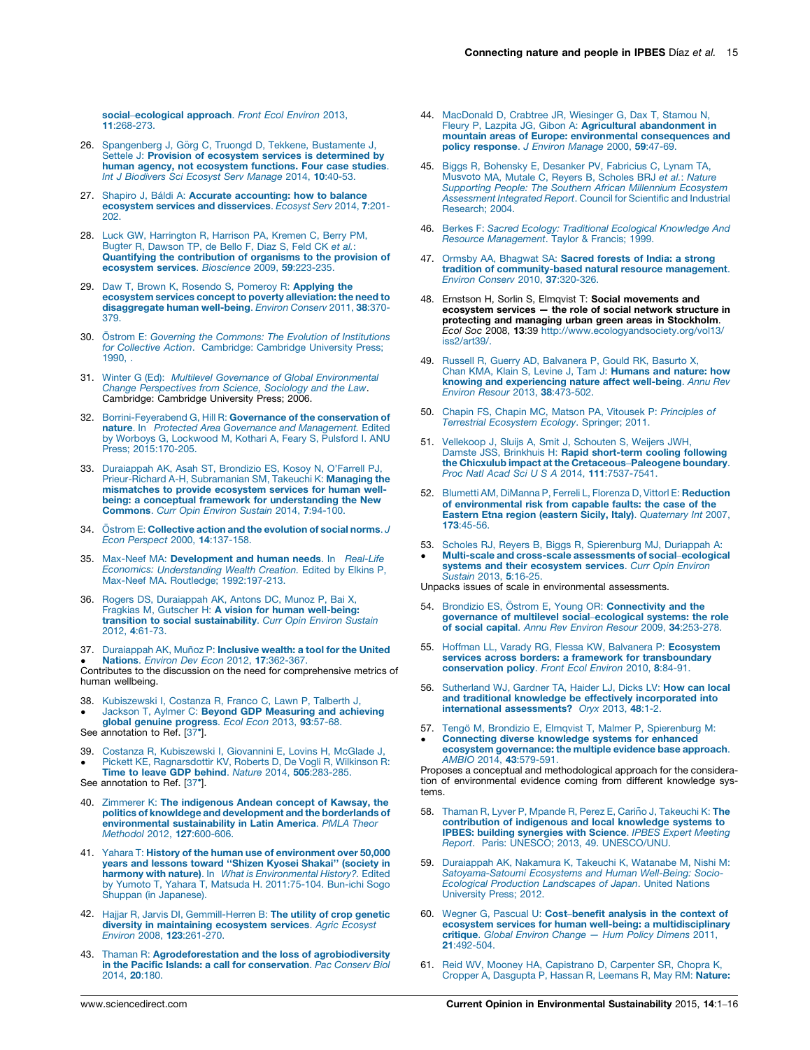**social–ecological approach**. *Front Ecol Environ* 2013, **11**:268-273.

26. Spangenberg J, Görg C, Truongd D, Tekkene, Bustamente J, Settele J: **Provision of ecosystem services is determined by human agency, not ecosystem functions. Four case studies**. *Int J Biodivers Sci Ecosyst Serv Manage* 2014, **10**:40-53.

27. Shapiro J, Báldi A: **Accurate accounting: how to balance ecosystem services and disservices**. *Ecosyst Serv* 2014, **7**:201-202.

28. Luck GW, Harrington R, Harrison PA, Kremen C, Berry PM, Bugter R, Dawson TP, de Bello F, Diaz S, Feld CK *et al.*: **Quantifying the contribution of organisms to the provision of ecosystem services**. *Bioscience* 2009, **59**:223-235.

29. Daw T, Brown K, Rosendo S, Pomeroy R: **Applying the ecosystem services concept to poverty alleviation: the need to disaggregate human well-being**. *Environ Conserv* 2011, **38**:370-379.

30. Östrom E: *Governing the Commons: The Evolution of Institutions for Collective Action*. Cambridge: Cambridge University Press; 1990, .

31. Winter G (Ed): *Multilevel Governance of Global Environmental Change Perspectives from Science, Sociology and the Law*. Cambridge: Cambridge University Press; 2006.

32. Borrini-Feyerabend G, Hill R: **Governance of the conservation of nature**. In *Protected Area Governance and Management.* Edited by Worboys G, Lockwood M, Kothari A, Feary S, Pulsford I. ANU Press; 2015:170-205.

33. Duraiappah AK, Asah ST, Brondizio ES, Kosoy N, O'Farrell PJ, Prieur-Richard A-H, Subramanian SM, Takeuchi K: **Managing the mismatches to provide ecosystem services for human well-being: a conceptual framework for understanding the New Commons**. *Curr Opin Environ Sustain* 2014, **7**:94-100.

34. Östrom E: **Collective action and the evolution of social norms**. *J Econ Perspect* 2000, **14**:137-158.

35. Max-Neef MA: **Development and human needs**. In *Real-Life Economics: Understanding Wealth Creation.* Edited by Elkins P, Max-Neef MA. Routledge; 1992:197-213.

36. Rogers DS, Duraiappah AK, Antons DC, Munoz P, Bai X, Fragkias M, Gutscher H: **A vision for human well-being: transition to social sustainability**. *Curr Opin Environ Sustain* 2012, **4**:61-73.

37. • Duraiappah AK, Muñoz P: **Inclusive wealth: a tool for the United Nations**. *Environ Dev Econ* 2012, **17**:362-367.
Contributes to the discussion on the need for comprehensive metrics of human wellbeing.

38. • Kubiszewski I, Costanza R, Franco C, Lawn P, Talberth J, Jackson T, Aylmer C: **Beyond GDP Measuring and achieving global genuine progress**. *Ecol Econ* 2013, **93**:57-68.
See annotation to Ref. [37•].

39. • Costanza R, Kubiszewski I, Giovannini E, Lovins H, McGlade J, Pickett KE, Ragnarsdottir KV, Roberts D, De Vogli R, Wilkinson R: **Time to leave GDP behind**. *Nature* 2014, **505**:283-285.
See annotation to Ref. [37•].

40. Zimmerer K: **The indigenous Andean concept of Kawsay, the politics of knowldege and development and the borderlands of environmental sustainability in Latin America**. *PMLA Theor Methodol* 2012, **127**:600-606.

41. Yahara T: **History of the human use of environment over 50,000 years and lessons toward "Shizen Kyosei Shakai" (society in harmony with nature)**. In *What is Environmental History?.* Edited by Yumoto T, Yahara T, Matsuda H. 2011:75-104. Bun-ichi Sogo Shuppan (in Japanese).

42. Hajjar R, Jarvis DI, Gemmill-Herren B: **The utility of crop genetic diversity in maintaining ecosystem services**. *Agric Ecosyst Environ* 2008, **123**:261-270.

43. Thaman R: **Agrodeforestation and the loss of agrobiodiversity in the Pacific Islands: a call for conservation**. *Pac Conserv Biol* 2014, **20**:180.

44. MacDonald D, Crabtree JR, Wiesinger G, Dax T, Stamou N, Fleury P, Lazpita JG, Gibon A: **Agricultural abandonment in mountain areas of Europe: environmental consequences and policy response**. *J Environ Manage* 2000, **59**:47-69.

45. Biggs R, Bohensky E, Desanker PV, Fabricius C, Lynam TA, Musvoto MA, Mutale C, Reyers B, Scholes BRJ *et al.*: *Nature Supporting People: The Southern African Millennium Ecosystem Assessment Integrated Report*. Council for Scientific and Industrial Research; 2004.

46. Berkes F: *Sacred Ecology: Traditional Ecological Knowledge And Resource Management*. Taylor & Francis; 1999.

47. Ormsby AA, Bhagwat SA: **Sacred forests of India: a strong tradition of community-based natural resource management**. *Environ Conserv* 2010, **37**:320-326.

48. Ernstson H, Sorlin S, Elmqvist T: **Social movements and ecosystem services — the role of social network structure in protecting and managing urban green areas in Stockholm**. *Ecol Soc* 2008, **13**:39 http://www.ecologyandsociety.org/vol13/iss2/art39/.

49. Russell R, Guerry AD, Balvanera P, Gould RK, Basurto X, Chan KMA, Klain S, Levine J, Tam J: **Humans and nature: how knowing and experiencing nature affect well-being**. *Annu Rev Environ Resour* 2013, **38**:473-502.

50. Chapin FS, Chapin MC, Matson PA, Vitousek P: *Principles of Terrestrial Ecosystem Ecology*. Springer; 2011.

51. Vellekoop J, Sluijs A, Smit J, Schouten S, Weijers JWH, Damste JSS, Brinkhuis H: **Rapid short-term cooling following the Chicxulub impact at the Cretaceous–Paleogene boundary**. *Proc Natl Acad Sci U S A* 2014, **111**:7537-7541.

52. Blumetti AM, DiManna P, Ferreli L, Florenza D, Vittorl E: **Reduction of environmental risk from capable faults: the case of the Eastern Etna region (eastern Sicily, Italy)**. *Quaternary Int* 2007, **173**:45-56.

53. • Scholes RJ, Reyers B, Biggs R, Spierenburg MJ, Duriappah A: **Multi-scale and cross-scale assessments of social–ecological systems and their ecosystem services**. *Curr Opin Environ Sustain* 2013, **5**:16-25.
Unpacks issues of scale in environmental assessments.

54. Brondizio ES, Östrom E, Young OR: **Connectivity and the governance of multilevel social–ecological systems: the role of social capital**. *Annu Rev Environ Resour* 2009, **34**:253-278.

55. Hoffman LL, Varady RG, Flessa KW, Balvanera P: **Ecosystem services across borders: a framework for transboundary conservation policy**. *Front Ecol Environ* 2010, **8**:84-91.

56. Sutherland WJ, Gardner TA, Haider LJ, Dicks LV: **How can local and traditional knowledge be effectively incorporated into international assessments?** *Oryx* 2013, **48**:1-2.

57. • Tengö M, Brondizio E, Elmqvist T, Malmer P, Spierenburg M: **Connecting diverse knowledge systems for enhanced ecosystem governance: the multiple evidence base approach**. *AMBIO* 2014, **43**:579-591.
Proposes a conceptual and methodological approach for the consideration of environmental evidence coming from different knowledge systems.

58. Thaman R, Lyver P, Mpande R, Perez E, Cariño J, Takeuchi K: **The contribution of indigenous and local knowledge systems to IPBES: building synergies with Science**. *IPBES Expert Meeting Report*. Paris: UNESCO; 2013, 49. UNESCO/UNU.

59. Duraiappah AK, Nakamura K, Takeuchi K, Watanabe M, Nishi M: *Satoyama-Satoumi Ecosystems and Human Well-Being: Socio-Ecological Production Landscapes of Japan*. United Nations University Press; 2012.

60. Wegner G, Pascual U: **Cost–benefit analysis in the context of ecosystem services for human well-being: a multidisciplinary critique**. *Global Environ Change — Hum Policy Dimens* 2011, **21**:492-504.

61. Reid WV, Mooney HA, Capistrano D, Carpenter SR, Chopra K, Cropper A, Dasgupta P, Hassan R, Leemans R, May RM: **Nature:**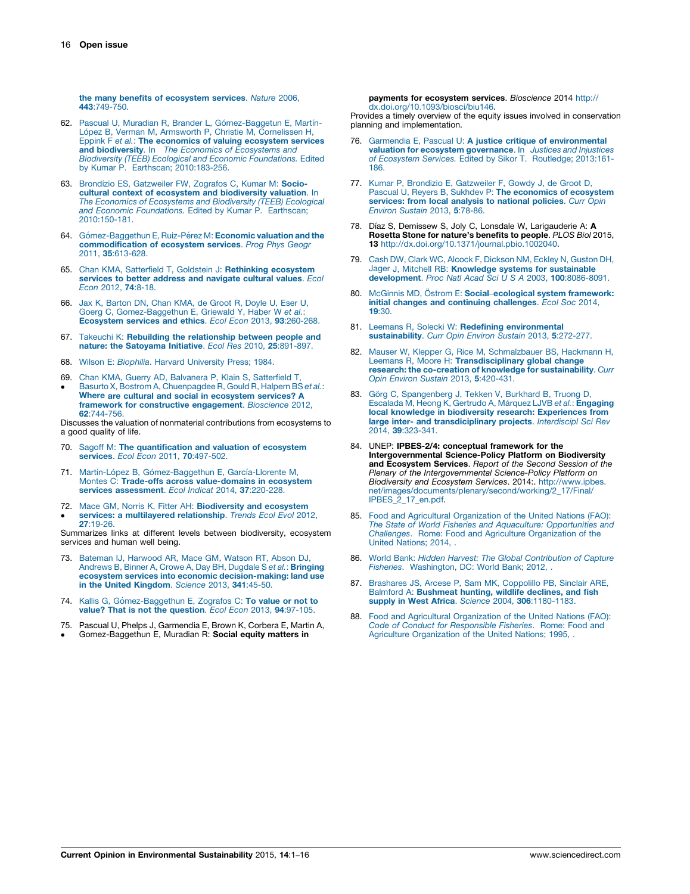**the many benefits of ecosystem services**. *Nature* 2006, **443**:749-750.

62. Pascual U, Muradian R, Brander L, Gómez-Baggetun E, Martín-López B, Verman M, Armsworth P, Christie M, Cornelissen H, Eppink F *et al.*: **The economics of valuing ecosystem services and biodiversity**. In *The Economics of Ecosystems and Biodiversity (TEEB) Ecological and Economic Foundations.* Edited by Kumar P. Earthscan; 2010:183-256.

63. Brondízio ES, Gatzweiler FW, Zografos C, Kumar M: **Socio-cultural context of ecosystem and biodiversity valuation**. In *The Economics of Ecosystems and Biodiversity (TEEB) Ecological and Economic Foundations.* Edited by Kumar P. Earthscan; 2010:150-181.

64. Gómez-Baggethun E, Ruiz-Pérez M: **Economic valuation and the commodification of ecosystem services**. *Prog Phys Geogr* 2011, **35**:613-628.

65. Chan KMA, Satterfield T, Goldstein J: **Rethinking ecosystem services to better address and navigate cultural values**. *Ecol Econ* 2012, **74**:8-18.

66. Jax K, Barton DN, Chan KMA, de Groot R, Doyle U, Eser U, Goerg C, Gomez-Baggethun E, Griewald Y, Haber W *et al.*: **Ecosystem services and ethics**. *Ecol Econ* 2013, **93**:260-268.

67. Takeuchi K: **Rebuilding the relationship between people and nature: the Satoyama Initiative**. *Ecol Res* 2010, **25**:891-897.

68. Wilson E: *Biophilia*. Harvard University Press; 1984.

69. • Chan KMA, Guerry AD, Balvanera P, Klain S, Satterfield T, Basurto X, Bostrom A, Chuenpagdee R, Gould R, Halpern BS *et al.*: **Where are cultural and social in ecosystem services? A framework for constructive engagement**. *Bioscience* 2012, **62**:744-756.

Discusses the valuation of nonmaterial contributions from ecosystems to a good quality of life.

70. Sagoff M: **The quantification and valuation of ecosystem services**. *Ecol Econ* 2011, **70**:497-502.

71. Martín-López B, Gómez-Baggethun E, García-Llorente M, Montes C: **Trade-offs across value-domains in ecosystem services assessment**. *Ecol Indicat* 2014, **37**:220-228.

72. • Mace GM, Norris K, Fitter AH: **Biodiversity and ecosystem services: a multilayered relationship**. *Trends Ecol Evol* 2012, **27**:19-26.

Summarizes links at different levels between biodiversity, ecosystem services and human well being.

73. Bateman IJ, Harwood AR, Mace GM, Watson RT, Abson DJ, Andrews B, Binner A, Crowe A, Day BH, Dugdale S *et al.*: **Bringing ecosystem services into economic decision-making: land use in the United Kingdom**. *Science* 2013, **341**:45-50.

74. Kallis G, Gómez-Baggethun E, Zografos C: **To value or not to value? That is not the question**. *Ecol Econ* 2013, **94**:97-105.

75. • Pascual U, Phelps J, Garmendia E, Brown K, Corbera E, Martin A, Gomez-Baggethun E, Muradian R: **Social equity matters in payments for ecosystem services**. *Bioscience* 2014 http://dx.doi.org/10.1093/biosci/biu146.

Provides a timely overview of the equity issues involved in conservation planning and implementation.

76. Garmendia E, Pascual U: **A justice critique of environmental valuation for ecosystem governance**. In *Justices and Injustices of Ecosystem Services.* Edited by Sikor T. Routledge; 2013:161-186.

77. Kumar P, Brondizio E, Gatzweiler F, Gowdy J, de Groot D, Pascual U, Reyers B, Sukhdev P: **The economics of ecosystem services: from local analysis to national policies**. *Curr Opin Environ Sustain* 2013, **5**:78-86.

78. Díaz S, Demissew S, Joly C, Lonsdale W, Larigauderie A: **A Rosetta Stone for nature's benefits to people**. *PLOS Biol* 2015, **13** http://dx.doi.org/10.1371/journal.pbio.1002040.

79. Cash DW, Clark WC, Alcock F, Dickson NM, Eckley N, Guston DH, Jager J, Mitchell RB: **Knowledge systems for sustainable development**. *Proc Natl Acad Sci U S A* 2003, **100**:8086-8091.

80. McGinnis MD, Östrom E: **Social–ecological system framework: initial changes and continuing challenges**. *Ecol Soc* 2014, **19**:30.

81. Leemans R, Solecki W: **Redefining environmental sustainability**. *Curr Opin Environ Sustain* 2013, **5**:272-277.

82. Mauser W, Klepper G, Rice M, Schmalzbauer BS, Hackmann H, Leemans R, Moore H: **Transdisciplinary global change research: the co-creation of knowledge for sustainability**. *Curr Opin Environ Sustain* 2013, **5**:420-431.

83. Görg C, Spangenberg J, Tekken V, Burkhard B, Truong D, Escalada M, Heong K, Gertrudo A, Márquez LJVB *et al.*: **Engaging local knowledge in biodiversity research: Experiences from large inter- and transdisciplinary projects**. *Interdiscipl Sci Rev* 2014, **39**:323-341.

84. UNEP: **IPBES-2/4: conceptual framework for the Intergovernmental Science-Policy Platform on Biodiversity and Ecosystem Services**. *Report of the Second Session of the Plenary of the Intergovernmental Science-Policy Platform on Biodiversity and Ecosystem Services*. 2014:. http://www.ipbes.net/images/documents/plenary/second/working/2_17/Final/IPBES_2_17_en.pdf.

85. Food and Agricultural Organization of the United Nations (FAO): *The State of World Fisheries and Aquaculture: Opportunities and Challenges*. Rome: Food and Agriculture Organization of the United Nations; 2014, .

86. World Bank: *Hidden Harvest: The Global Contribution of Capture Fisheries*. Washington, DC: World Bank; 2012, .

87. Brashares JS, Arcese P, Sam MK, Coppolillo PB, Sinclair ARE, Balmford A: **Bushmeat hunting, wildlife declines, and fish supply in West Africa**. *Science* 2004, **306**:1180-1183.

88. Food and Agricultural Organization of the United Nations (FAO): *Code of Conduct for Responsible Fisheries*. Rome: Food and Agriculture Organization of the United Nations; 1995, .